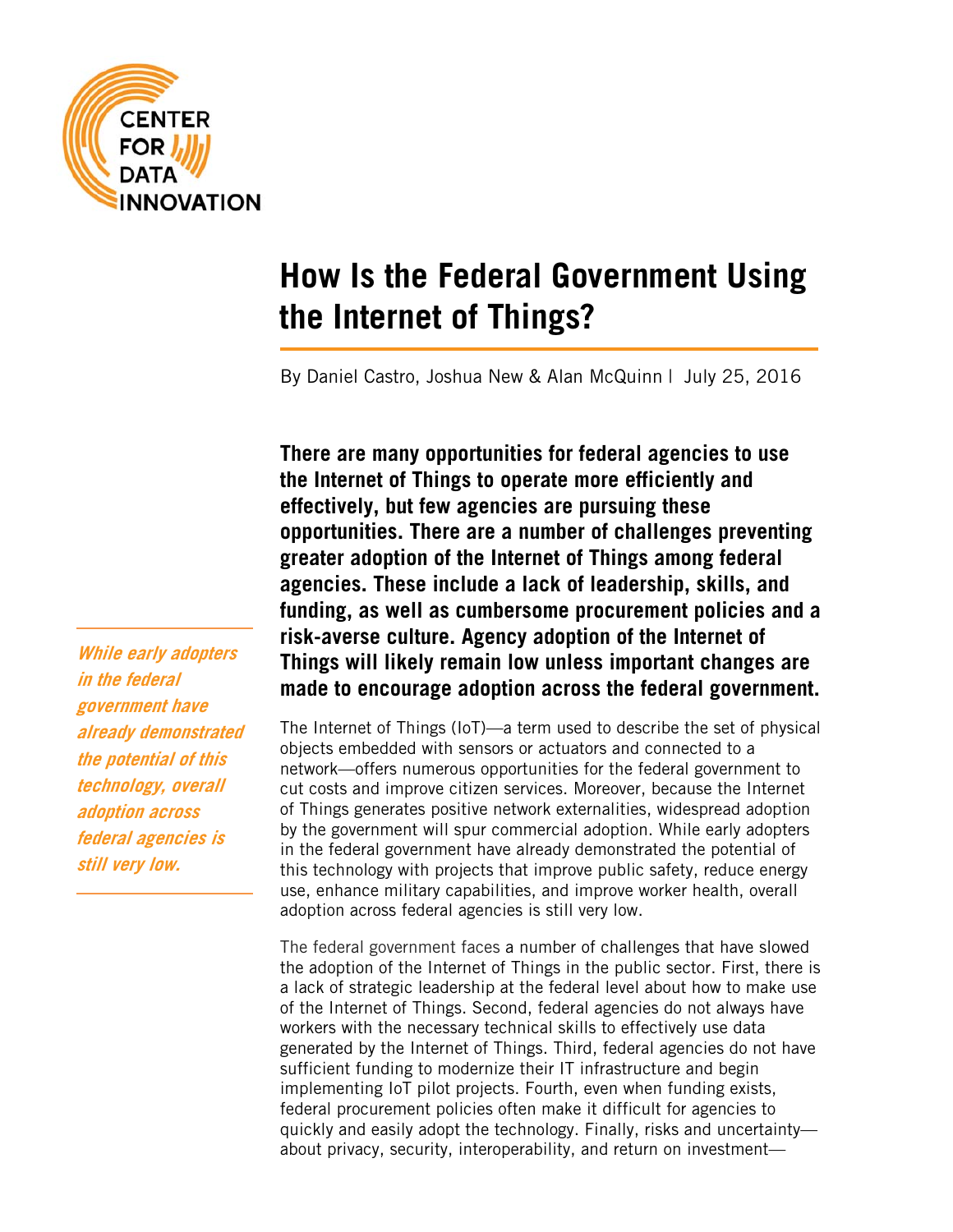CENTER FOR DATA INNOVATION

# How Is the Federal Government Using the Internet of Things?

By Daniel Castro, Joshua New & Alan McQuinn | July 25, 2016

**There are many opportunities for federal agencies to use the Internet of Things to operate more efficiently and effectively, but few agencies are pursuing these opportunities. There are a number of challenges preventing greater adoption of the Internet of Things among federal agencies. These include a lack of leadership, skills, and funding, as well as cumbersome procurement policies and a risk-averse culture. Agency adoption of the Internet of Things will likely remain low unless important changes are made to encourage adoption across the federal government.**

*While early adopters in the federal government have already demonstrated the potential of this technology, overall adoption across federal agencies is still very low.*

The Internet of Things (IoT)—a term used to describe the set of physical objects embedded with sensors or actuators and connected to a network—offers numerous opportunities for the federal government to cut costs and improve citizen services. Moreover, because the Internet of Things generates positive network externalities, widespread adoption by the government will spur commercial adoption. While early adopters in the federal government have already demonstrated the potential of this technology with projects that improve public safety, reduce energy use, enhance military capabilities, and improve worker health, overall adoption across federal agencies is still very low.

The federal government faces a number of challenges that have slowed the adoption of the Internet of Things in the public sector. First, there is a lack of strategic leadership at the federal level about how to make use of the Internet of Things. Second, federal agencies do not always have workers with the necessary technical skills to effectively use data generated by the Internet of Things. Third, federal agencies do not have sufficient funding to modernize their IT infrastructure and begin implementing IoT pilot projects. Fourth, even when funding exists, federal procurement policies often make it difficult for agencies to quickly and easily adopt the technology. Finally, risks and uncertainty—about privacy, security, interoperability, and return on investment—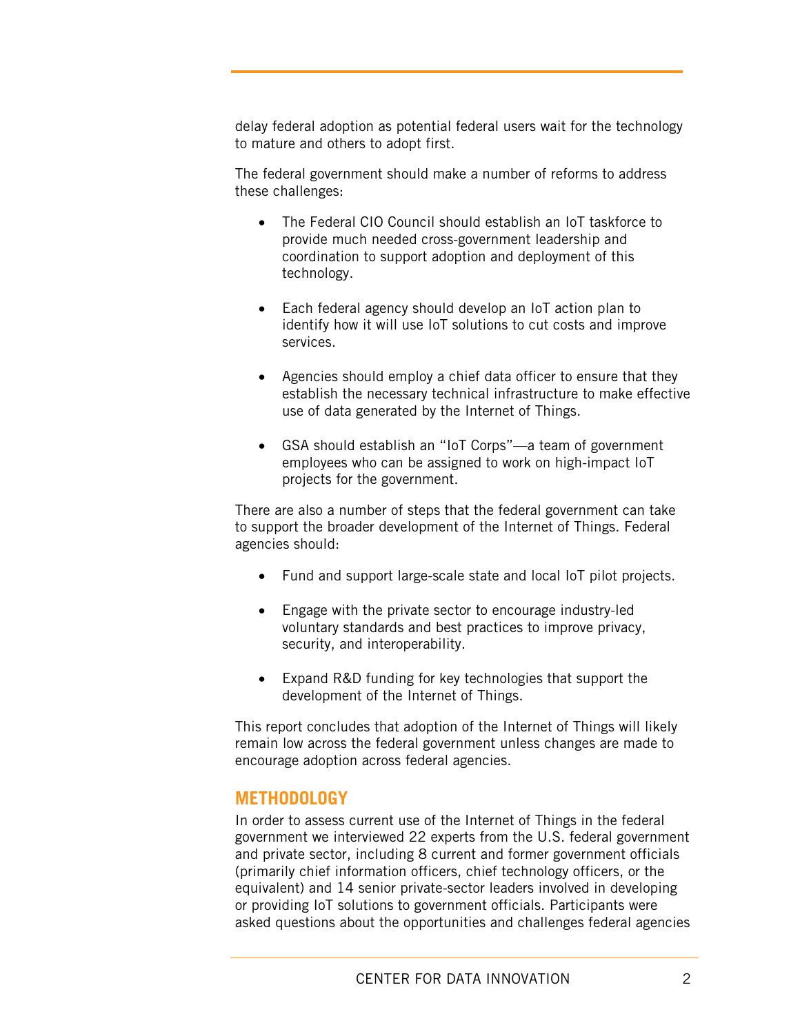delay federal adoption as potential federal users wait for the technology to mature and others to adopt first.

The federal government should make a number of reforms to address these challenges:

- The Federal CIO Council should establish an IoT taskforce to provide much needed cross-government leadership and coordination to support adoption and deployment of this technology.
- Each federal agency should develop an IoT action plan to identify how it will use IoT solutions to cut costs and improve services.
- Agencies should employ a chief data officer to ensure that they establish the necessary technical infrastructure to make effective use of data generated by the Internet of Things.
- GSA should establish an "IoT Corps"—a team of government employees who can be assigned to work on high-impact IoT projects for the government.

There are also a number of steps that the federal government can take to support the broader development of the Internet of Things. Federal agencies should:

- Fund and support large-scale state and local IoT pilot projects.
- Engage with the private sector to encourage industry-led voluntary standards and best practices to improve privacy, security, and interoperability.
- Expand R&D funding for key technologies that support the development of the Internet of Things.

This report concludes that adoption of the Internet of Things will likely remain low across the federal government unless changes are made to encourage adoption across federal agencies.

## METHODOLOGY

In order to assess current use of the Internet of Things in the federal government we interviewed 22 experts from the U.S. federal government and private sector, including 8 current and former government officials (primarily chief information officers, chief technology officers, or the equivalent) and 14 senior private-sector leaders involved in developing or providing IoT solutions to government officials. Participants were asked questions about the opportunities and challenges federal agencies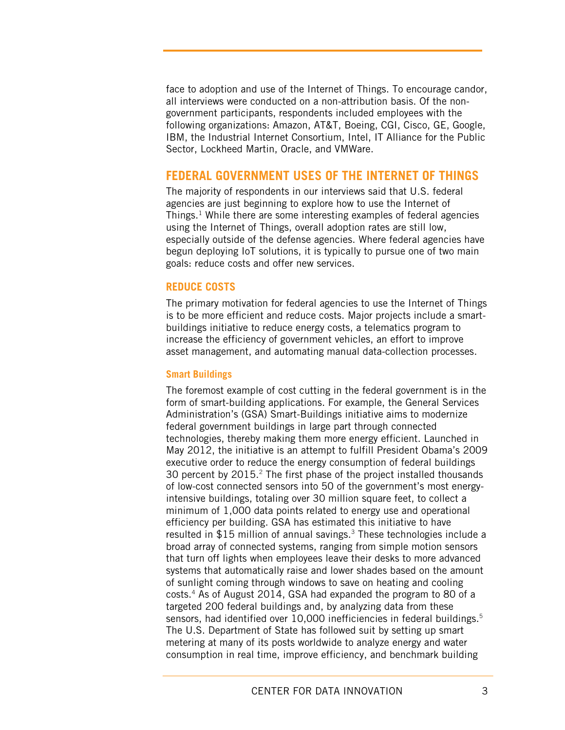face to adoption and use of the Internet of Things. To encourage candor, all interviews were conducted on a non-attribution basis. Of the non-government participants, respondents included employees with the following organizations: Amazon, AT&T, Boeing, CGI, Cisco, GE, Google, IBM, the Industrial Internet Consortium, Intel, IT Alliance for the Public Sector, Lockheed Martin, Oracle, and VMWare.

## FEDERAL GOVERNMENT USES OF THE INTERNET OF THINGS

The majority of respondents in our interviews said that U.S. federal agencies are just beginning to explore how to use the Internet of Things.[1] While there are some interesting examples of federal agencies using the Internet of Things, overall adoption rates are still low, especially outside of the defense agencies. Where federal agencies have begun deploying IoT solutions, it is typically to pursue one of two main goals: reduce costs and offer new services.

### REDUCE COSTS

The primary motivation for federal agencies to use the Internet of Things is to be more efficient and reduce costs. Major projects include a smart-buildings initiative to reduce energy costs, a telematics program to increase the efficiency of government vehicles, an effort to improve asset management, and automating manual data-collection processes.

#### Smart Buildings

The foremost example of cost cutting in the federal government is in the form of smart-building applications. For example, the General Services Administration's (GSA) Smart-Buildings initiative aims to modernize federal government buildings in large part through connected technologies, thereby making them more energy efficient. Launched in May 2012, the initiative is an attempt to fulfill President Obama's 2009 executive order to reduce the energy consumption of federal buildings 30 percent by 2015.[2] The first phase of the project installed thousands of low-cost connected sensors into 50 of the government's most energy-intensive buildings, totaling over 30 million square feet, to collect a minimum of 1,000 data points related to energy use and operational efficiency per building. GSA has estimated this initiative to have resulted in $15 million of annual savings.[3] These technologies include a broad array of connected systems, ranging from simple motion sensors that turn off lights when employees leave their desks to more advanced systems that automatically raise and lower shades based on the amount of sunlight coming through windows to save on heating and cooling costs.[4] As of August 2014, GSA had expanded the program to 80 of a targeted 200 federal buildings and, by analyzing data from these sensors, had identified over 10,000 inefficiencies in federal buildings.[5] The U.S. Department of State has followed suit by setting up smart metering at many of its posts worldwide to analyze energy and water consumption in real time, improve efficiency, and benchmark building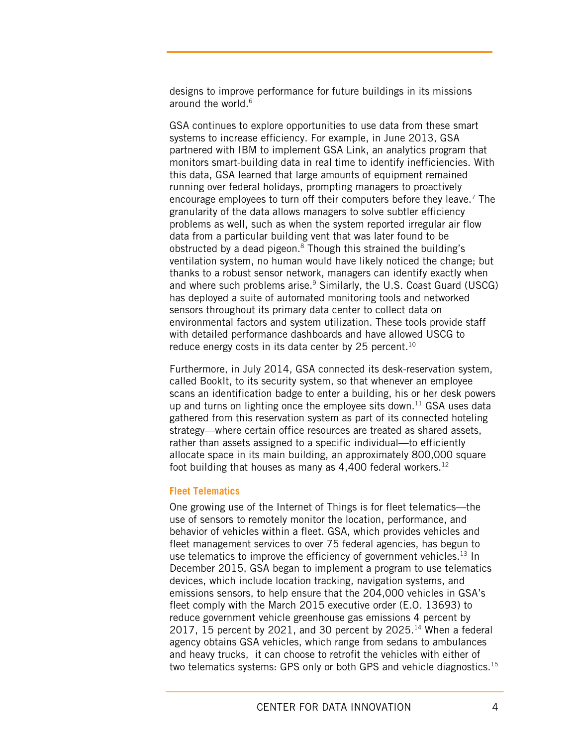designs to improve performance for future buildings in its missions around the world.[6]

GSA continues to explore opportunities to use data from these smart systems to increase efficiency. For example, in June 2013, GSA partnered with IBM to implement GSA Link, an analytics program that monitors smart-building data in real time to identify inefficiencies. With this data, GSA learned that large amounts of equipment remained running over federal holidays, prompting managers to proactively encourage employees to turn off their computers before they leave.[7] The granularity of the data allows managers to solve subtler efficiency problems as well, such as when the system reported irregular air flow data from a particular building vent that was later found to be obstructed by a dead pigeon.[8] Though this strained the building's ventilation system, no human would have likely noticed the change; but thanks to a robust sensor network, managers can identify exactly when and where such problems arise.[9] Similarly, the U.S. Coast Guard (USCG) has deployed a suite of automated monitoring tools and networked sensors throughout its primary data center to collect data on environmental factors and system utilization. These tools provide staff with detailed performance dashboards and have allowed USCG to reduce energy costs in its data center by 25 percent.[10]

Furthermore, in July 2014, GSA connected its desk-reservation system, called BookIt, to its security system, so that whenever an employee scans an identification badge to enter a building, his or her desk powers up and turns on lighting once the employee sits down.[11] GSA uses data gathered from this reservation system as part of its connected hoteling strategy—where certain office resources are treated as shared assets, rather than assets assigned to a specific individual—to efficiently allocate space in its main building, an approximately 800,000 square foot building that houses as many as 4,400 federal workers.[12]

### Fleet Telematics

One growing use of the Internet of Things is for fleet telematics—the use of sensors to remotely monitor the location, performance, and behavior of vehicles within a fleet. GSA, which provides vehicles and fleet management services to over 75 federal agencies, has begun to use telematics to improve the efficiency of government vehicles.[13] In December 2015, GSA began to implement a program to use telematics devices, which include location tracking, navigation systems, and emissions sensors, to help ensure that the 204,000 vehicles in GSA's fleet comply with the March 2015 executive order (E.O. 13693) to reduce government vehicle greenhouse gas emissions 4 percent by 2017, 15 percent by 2021, and 30 percent by 2025.[14] When a federal agency obtains GSA vehicles, which range from sedans to ambulances and heavy trucks, it can choose to retrofit the vehicles with either of two telematics systems: GPS only or both GPS and vehicle diagnostics.[15]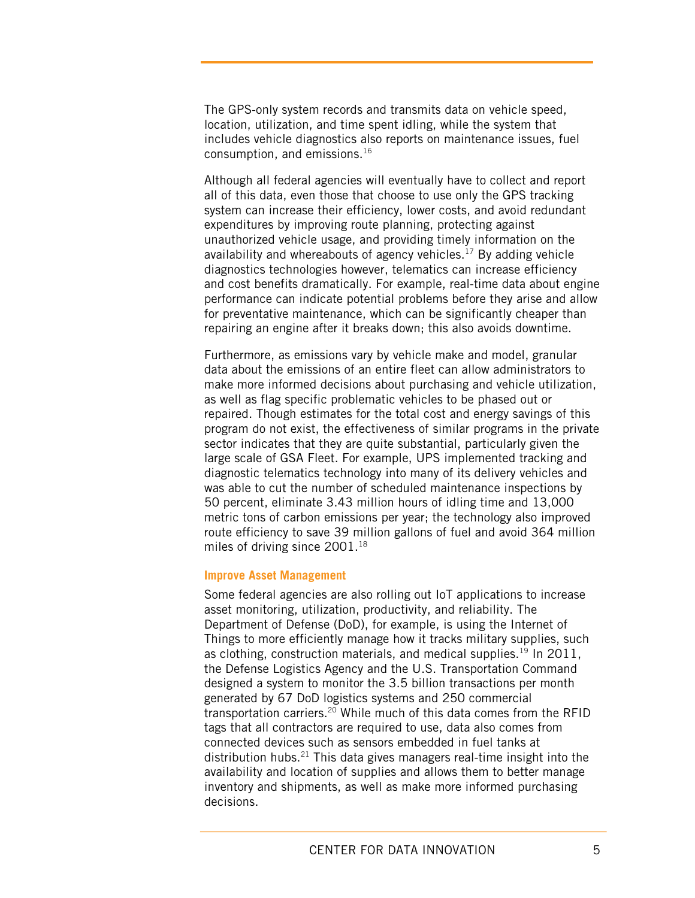The GPS-only system records and transmits data on vehicle speed, location, utilization, and time spent idling, while the system that includes vehicle diagnostics also reports on maintenance issues, fuel consumption, and emissions.[16]

Although all federal agencies will eventually have to collect and report all of this data, even those that choose to use only the GPS tracking system can increase their efficiency, lower costs, and avoid redundant expenditures by improving route planning, protecting against unauthorized vehicle usage, and providing timely information on the availability and whereabouts of agency vehicles.[17] By adding vehicle diagnostics technologies however, telematics can increase efficiency and cost benefits dramatically. For example, real-time data about engine performance can indicate potential problems before they arise and allow for preventative maintenance, which can be significantly cheaper than repairing an engine after it breaks down; this also avoids downtime.

Furthermore, as emissions vary by vehicle make and model, granular data about the emissions of an entire fleet can allow administrators to make more informed decisions about purchasing and vehicle utilization, as well as flag specific problematic vehicles to be phased out or repaired. Though estimates for the total cost and energy savings of this program do not exist, the effectiveness of similar programs in the private sector indicates that they are quite substantial, particularly given the large scale of GSA Fleet. For example, UPS implemented tracking and diagnostic telematics technology into many of its delivery vehicles and was able to cut the number of scheduled maintenance inspections by 50 percent, eliminate 3.43 million hours of idling time and 13,000 metric tons of carbon emissions per year; the technology also improved route efficiency to save 39 million gallons of fuel and avoid 364 million miles of driving since 2001.[18]

### Improve Asset Management

Some federal agencies are also rolling out IoT applications to increase asset monitoring, utilization, productivity, and reliability. The Department of Defense (DoD), for example, is using the Internet of Things to more efficiently manage how it tracks military supplies, such as clothing, construction materials, and medical supplies.[19] In 2011, the Defense Logistics Agency and the U.S. Transportation Command designed a system to monitor the 3.5 billion transactions per month generated by 67 DoD logistics systems and 250 commercial transportation carriers.[20] While much of this data comes from the RFID tags that all contractors are required to use, data also comes from connected devices such as sensors embedded in fuel tanks at distribution hubs.[21] This data gives managers real-time insight into the availability and location of supplies and allows them to better manage inventory and shipments, as well as make more informed purchasing decisions.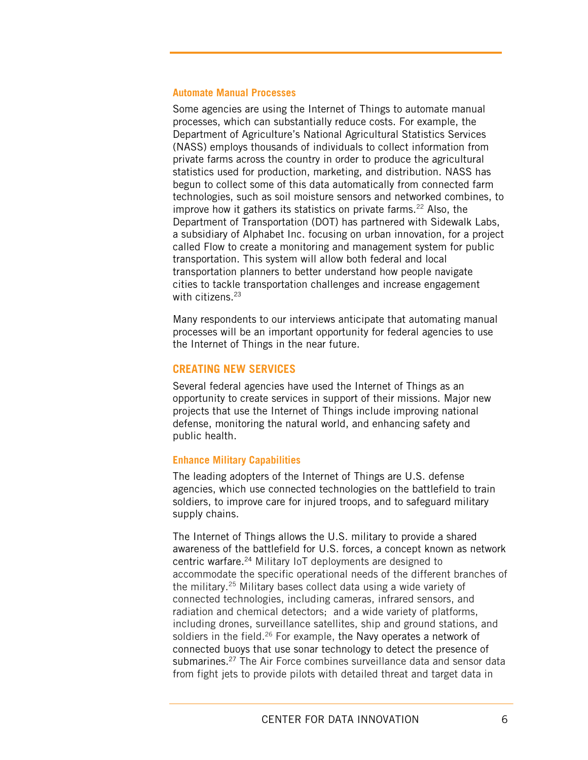### Automate Manual Processes

Some agencies are using the Internet of Things to automate manual processes, which can substantially reduce costs. For example, the Department of Agriculture's National Agricultural Statistics Services (NASS) employs thousands of individuals to collect information from private farms across the country in order to produce the agricultural statistics used for production, marketing, and distribution. NASS has begun to collect some of this data automatically from connected farm technologies, such as soil moisture sensors and networked combines, to improve how it gathers its statistics on private farms.[22] Also, the Department of Transportation (DOT) has partnered with Sidewalk Labs, a subsidiary of Alphabet Inc. focusing on urban innovation, for a project called Flow to create a monitoring and management system for public transportation. This system will allow both federal and local transportation planners to better understand how people navigate cities to tackle transportation challenges and increase engagement with citizens.[23]

Many respondents to our interviews anticipate that automating manual processes will be an important opportunity for federal agencies to use the Internet of Things in the near future.

## CREATING NEW SERVICES

Several federal agencies have used the Internet of Things as an opportunity to create services in support of their missions. Major new projects that use the Internet of Things include improving national defense, monitoring the natural world, and enhancing safety and public health.

### Enhance Military Capabilities

The leading adopters of the Internet of Things are U.S. defense agencies, which use connected technologies on the battlefield to train soldiers, to improve care for injured troops, and to safeguard military supply chains.

The Internet of Things allows the U.S. military to provide a shared awareness of the battlefield for U.S. forces, a concept known as network centric warfare.[24] Military IoT deployments are designed to accommodate the specific operational needs of the different branches of the military.[25] Military bases collect data using a wide variety of connected technologies, including cameras, infrared sensors, and radiation and chemical detectors; and a wide variety of platforms, including drones, surveillance satellites, ship and ground stations, and soldiers in the field.[26] For example, the Navy operates a network of connected buoys that use sonar technology to detect the presence of submarines.[27] The Air Force combines surveillance data and sensor data from fight jets to provide pilots with detailed threat and target data in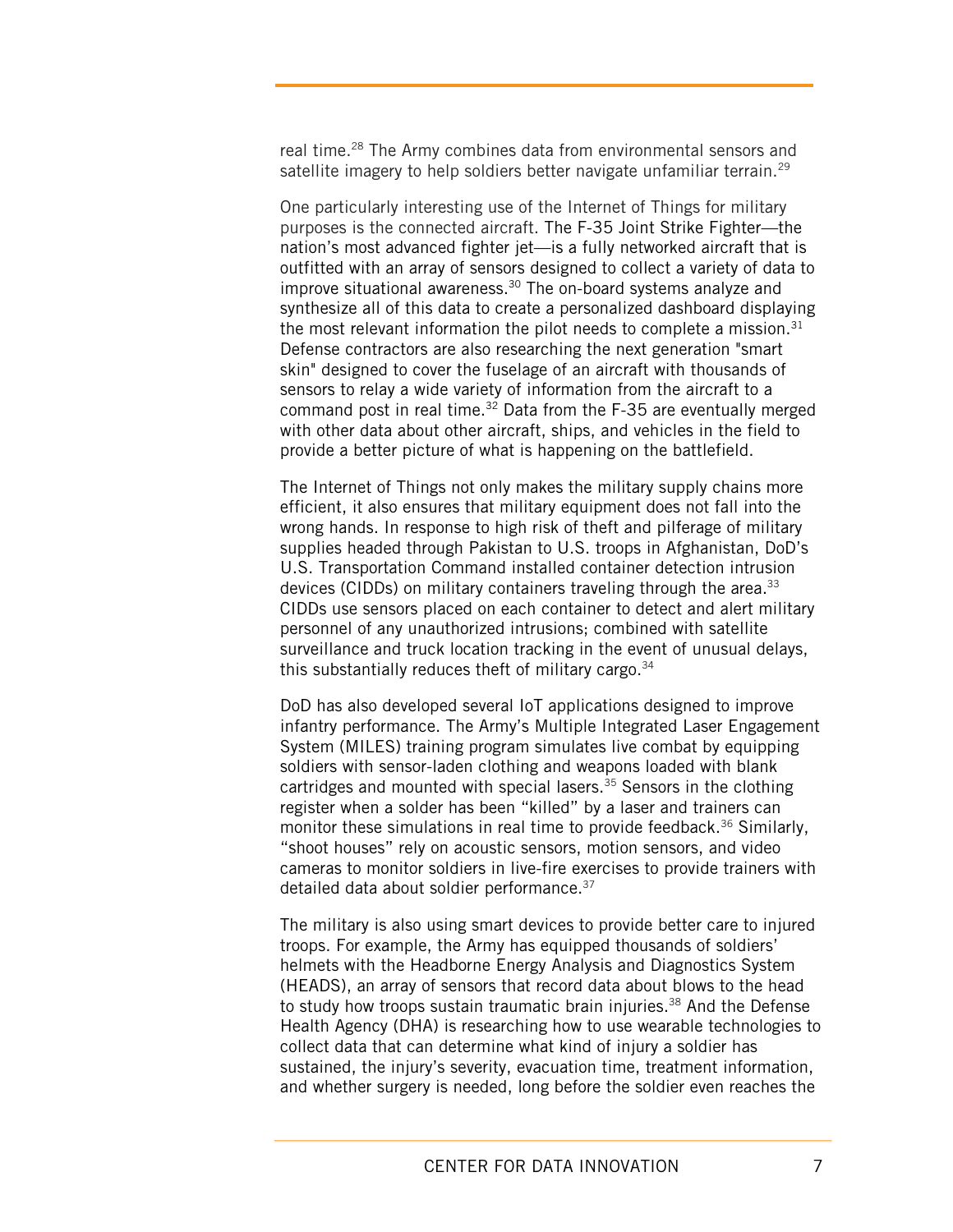real time.[28] The Army combines data from environmental sensors and satellite imagery to help soldiers better navigate unfamiliar terrain.[29]

One particularly interesting use of the Internet of Things for military purposes is the connected aircraft. The F-35 Joint Strike Fighter—the nation's most advanced fighter jet—is a fully networked aircraft that is outfitted with an array of sensors designed to collect a variety of data to improve situational awareness.[30] The on-board systems analyze and synthesize all of this data to create a personalized dashboard displaying the most relevant information the pilot needs to complete a mission.[31] Defense contractors are also researching the next generation "smart skin" designed to cover the fuselage of an aircraft with thousands of sensors to relay a wide variety of information from the aircraft to a command post in real time.[32] Data from the F-35 are eventually merged with other data about other aircraft, ships, and vehicles in the field to provide a better picture of what is happening on the battlefield.

The Internet of Things not only makes the military supply chains more efficient, it also ensures that military equipment does not fall into the wrong hands. In response to high risk of theft and pilferage of military supplies headed through Pakistan to U.S. troops in Afghanistan, DoD's U.S. Transportation Command installed container detection intrusion devices (CIDDs) on military containers traveling through the area.[33] CIDDs use sensors placed on each container to detect and alert military personnel of any unauthorized intrusions; combined with satellite surveillance and truck location tracking in the event of unusual delays, this substantially reduces theft of military cargo.[34]

DoD has also developed several IoT applications designed to improve infantry performance. The Army's Multiple Integrated Laser Engagement System (MILES) training program simulates live combat by equipping soldiers with sensor-laden clothing and weapons loaded with blank cartridges and mounted with special lasers.[35] Sensors in the clothing register when a solder has been "killed" by a laser and trainers can monitor these simulations in real time to provide feedback.[36] Similarly, "shoot houses" rely on acoustic sensors, motion sensors, and video cameras to monitor soldiers in live-fire exercises to provide trainers with detailed data about soldier performance.[37]

The military is also using smart devices to provide better care to injured troops. For example, the Army has equipped thousands of soldiers' helmets with the Headborne Energy Analysis and Diagnostics System (HEADS), an array of sensors that record data about blows to the head to study how troops sustain traumatic brain injuries.[38] And the Defense Health Agency (DHA) is researching how to use wearable technologies to collect data that can determine what kind of injury a soldier has sustained, the injury's severity, evacuation time, treatment information, and whether surgery is needed, long before the soldier even reaches the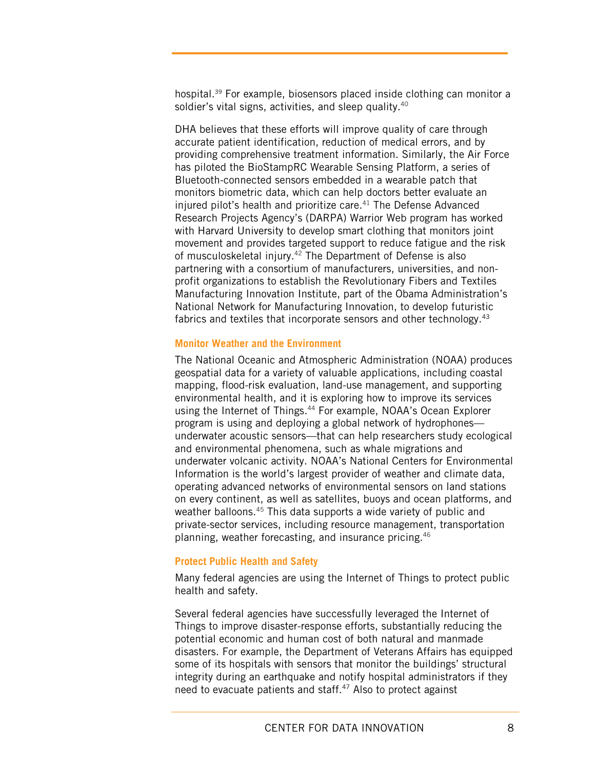hospital.[39] For example, biosensors placed inside clothing can monitor a soldier's vital signs, activities, and sleep quality.[40]

DHA believes that these efforts will improve quality of care through accurate patient identification, reduction of medical errors, and by providing comprehensive treatment information. Similarly, the Air Force has piloted the BioStampRC Wearable Sensing Platform, a series of Bluetooth-connected sensors embedded in a wearable patch that monitors biometric data, which can help doctors better evaluate an injured pilot's health and prioritize care.[41] The Defense Advanced Research Projects Agency's (DARPA) Warrior Web program has worked with Harvard University to develop smart clothing that monitors joint movement and provides targeted support to reduce fatigue and the risk of musculoskeletal injury.[42] The Department of Defense is also partnering with a consortium of manufacturers, universities, and non-profit organizations to establish the Revolutionary Fibers and Textiles Manufacturing Innovation Institute, part of the Obama Administration's National Network for Manufacturing Innovation, to develop futuristic fabrics and textiles that incorporate sensors and other technology.[43]

### Monitor Weather and the Environment

The National Oceanic and Atmospheric Administration (NOAA) produces geospatial data for a variety of valuable applications, including coastal mapping, flood-risk evaluation, land-use management, and supporting environmental health, and it is exploring how to improve its services using the Internet of Things.[44] For example, NOAA's Ocean Explorer program is using and deploying a global network of hydrophones—underwater acoustic sensors—that can help researchers study ecological and environmental phenomena, such as whale migrations and underwater volcanic activity. NOAA's National Centers for Environmental Information is the world's largest provider of weather and climate data, operating advanced networks of environmental sensors on land stations on every continent, as well as satellites, buoys and ocean platforms, and weather balloons.[45] This data supports a wide variety of public and private-sector services, including resource management, transportation planning, weather forecasting, and insurance pricing.[46]

### Protect Public Health and Safety

Many federal agencies are using the Internet of Things to protect public health and safety.

Several federal agencies have successfully leveraged the Internet of Things to improve disaster-response efforts, substantially reducing the potential economic and human cost of both natural and manmade disasters. For example, the Department of Veterans Affairs has equipped some of its hospitals with sensors that monitor the buildings' structural integrity during an earthquake and notify hospital administrators if they need to evacuate patients and staff.[47] Also to protect against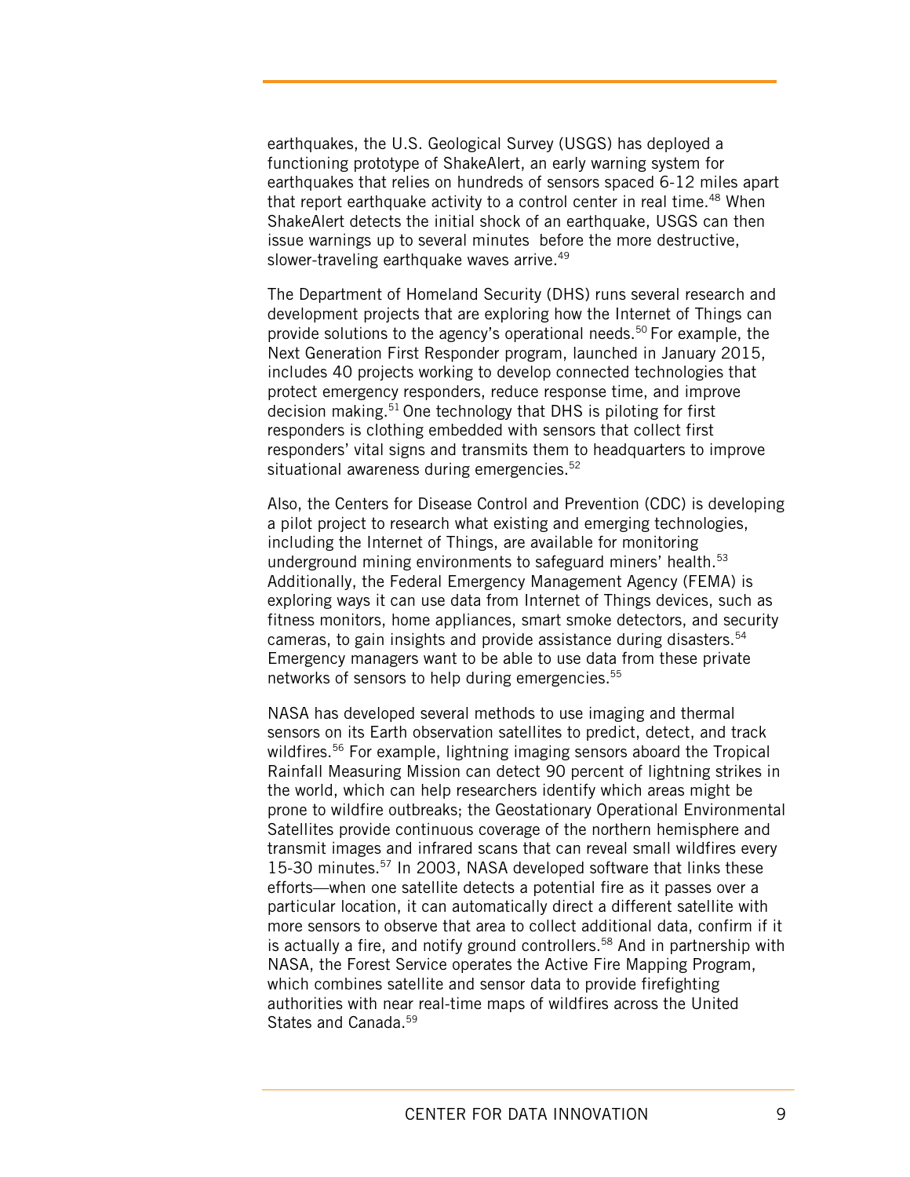earthquakes, the U.S. Geological Survey (USGS) has deployed a functioning prototype of ShakeAlert, an early warning system for earthquakes that relies on hundreds of sensors spaced 6-12 miles apart that report earthquake activity to a control center in real time.[48] When ShakeAlert detects the initial shock of an earthquake, USGS can then issue warnings up to several minutes before the more destructive, slower-traveling earthquake waves arrive.[49]

The Department of Homeland Security (DHS) runs several research and development projects that are exploring how the Internet of Things can provide solutions to the agency's operational needs.[50] For example, the Next Generation First Responder program, launched in January 2015, includes 40 projects working to develop connected technologies that protect emergency responders, reduce response time, and improve decision making.[51] One technology that DHS is piloting for first responders is clothing embedded with sensors that collect first responders' vital signs and transmits them to headquarters to improve situational awareness during emergencies.[52]

Also, the Centers for Disease Control and Prevention (CDC) is developing a pilot project to research what existing and emerging technologies, including the Internet of Things, are available for monitoring underground mining environments to safeguard miners' health.[53] Additionally, the Federal Emergency Management Agency (FEMA) is exploring ways it can use data from Internet of Things devices, such as fitness monitors, home appliances, smart smoke detectors, and security cameras, to gain insights and provide assistance during disasters.[54] Emergency managers want to be able to use data from these private networks of sensors to help during emergencies.[55]

NASA has developed several methods to use imaging and thermal sensors on its Earth observation satellites to predict, detect, and track wildfires.[56] For example, lightning imaging sensors aboard the Tropical Rainfall Measuring Mission can detect 90 percent of lightning strikes in the world, which can help researchers identify which areas might be prone to wildfire outbreaks; the Geostationary Operational Environmental Satellites provide continuous coverage of the northern hemisphere and transmit images and infrared scans that can reveal small wildfires every 15-30 minutes.[57] In 2003, NASA developed software that links these efforts—when one satellite detects a potential fire as it passes over a particular location, it can automatically direct a different satellite with more sensors to observe that area to collect additional data, confirm if it is actually a fire, and notify ground controllers.[58] And in partnership with NASA, the Forest Service operates the Active Fire Mapping Program, which combines satellite and sensor data to provide firefighting authorities with near real-time maps of wildfires across the United States and Canada.[59]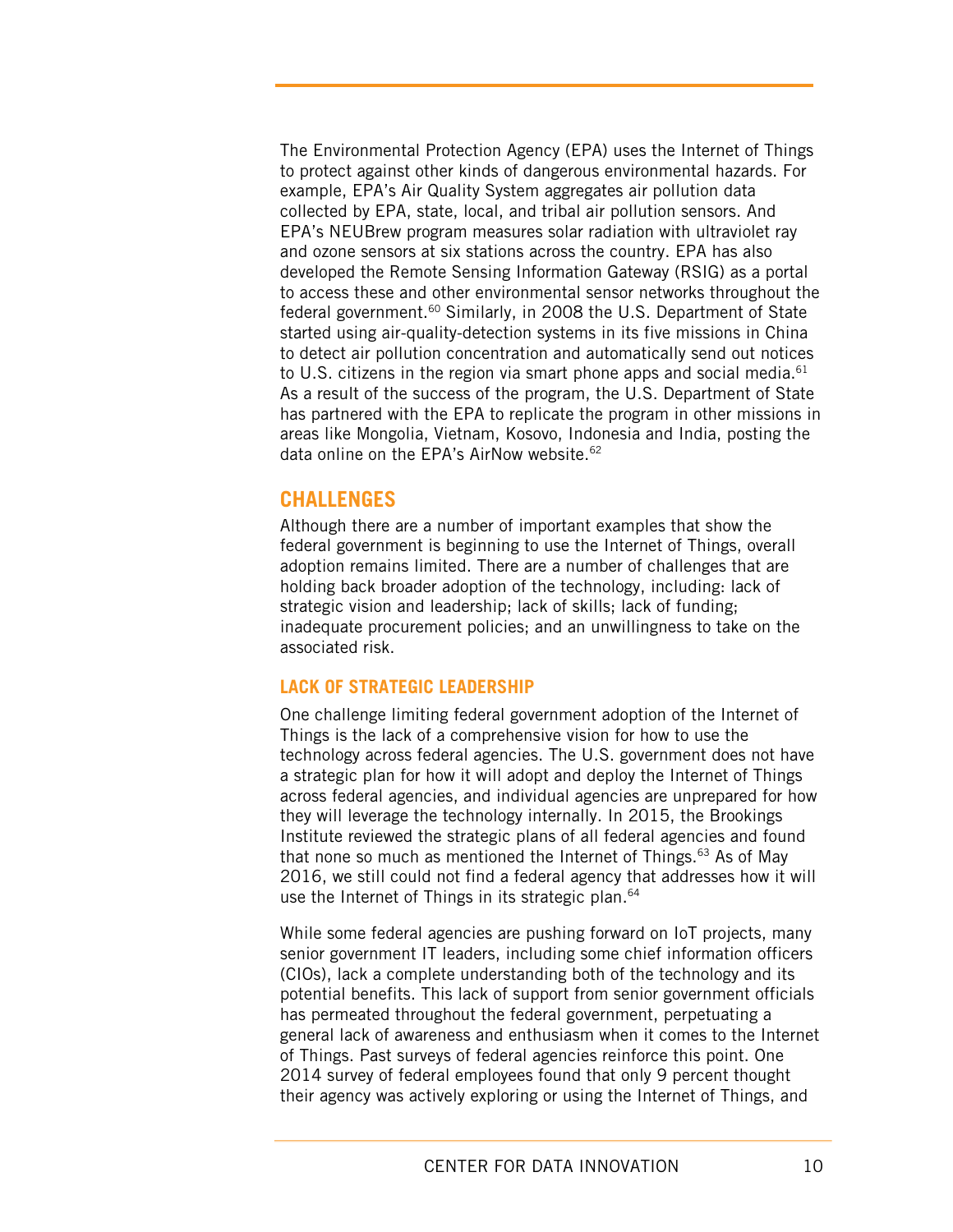The Environmental Protection Agency (EPA) uses the Internet of Things to protect against other kinds of dangerous environmental hazards. For example, EPA's Air Quality System aggregates air pollution data collected by EPA, state, local, and tribal air pollution sensors. And EPA's NEUBrew program measures solar radiation with ultraviolet ray and ozone sensors at six stations across the country. EPA has also developed the Remote Sensing Information Gateway (RSIG) as a portal to access these and other environmental sensor networks throughout the federal government.[60] Similarly, in 2008 the U.S. Department of State started using air-quality-detection systems in its five missions in China to detect air pollution concentration and automatically send out notices to U.S. citizens in the region via smart phone apps and social media.[61] As a result of the success of the program, the U.S. Department of State has partnered with the EPA to replicate the program in other missions in areas like Mongolia, Vietnam, Kosovo, Indonesia and India, posting the data online on the EPA's AirNow website.[62]

## CHALLENGES

Although there are a number of important examples that show the federal government is beginning to use the Internet of Things, overall adoption remains limited. There are a number of challenges that are holding back broader adoption of the technology, including: lack of strategic vision and leadership; lack of skills; lack of funding; inadequate procurement policies; and an unwillingness to take on the associated risk.

### LACK OF STRATEGIC LEADERSHIP

One challenge limiting federal government adoption of the Internet of Things is the lack of a comprehensive vision for how to use the technology across federal agencies. The U.S. government does not have a strategic plan for how it will adopt and deploy the Internet of Things across federal agencies, and individual agencies are unprepared for how they will leverage the technology internally. In 2015, the Brookings Institute reviewed the strategic plans of all federal agencies and found that none so much as mentioned the Internet of Things.[63] As of May 2016, we still could not find a federal agency that addresses how it will use the Internet of Things in its strategic plan.[64]

While some federal agencies are pushing forward on IoT projects, many senior government IT leaders, including some chief information officers (CIOs), lack a complete understanding both of the technology and its potential benefits. This lack of support from senior government officials has permeated throughout the federal government, perpetuating a general lack of awareness and enthusiasm when it comes to the Internet of Things. Past surveys of federal agencies reinforce this point. One 2014 survey of federal employees found that only 9 percent thought their agency was actively exploring or using the Internet of Things, and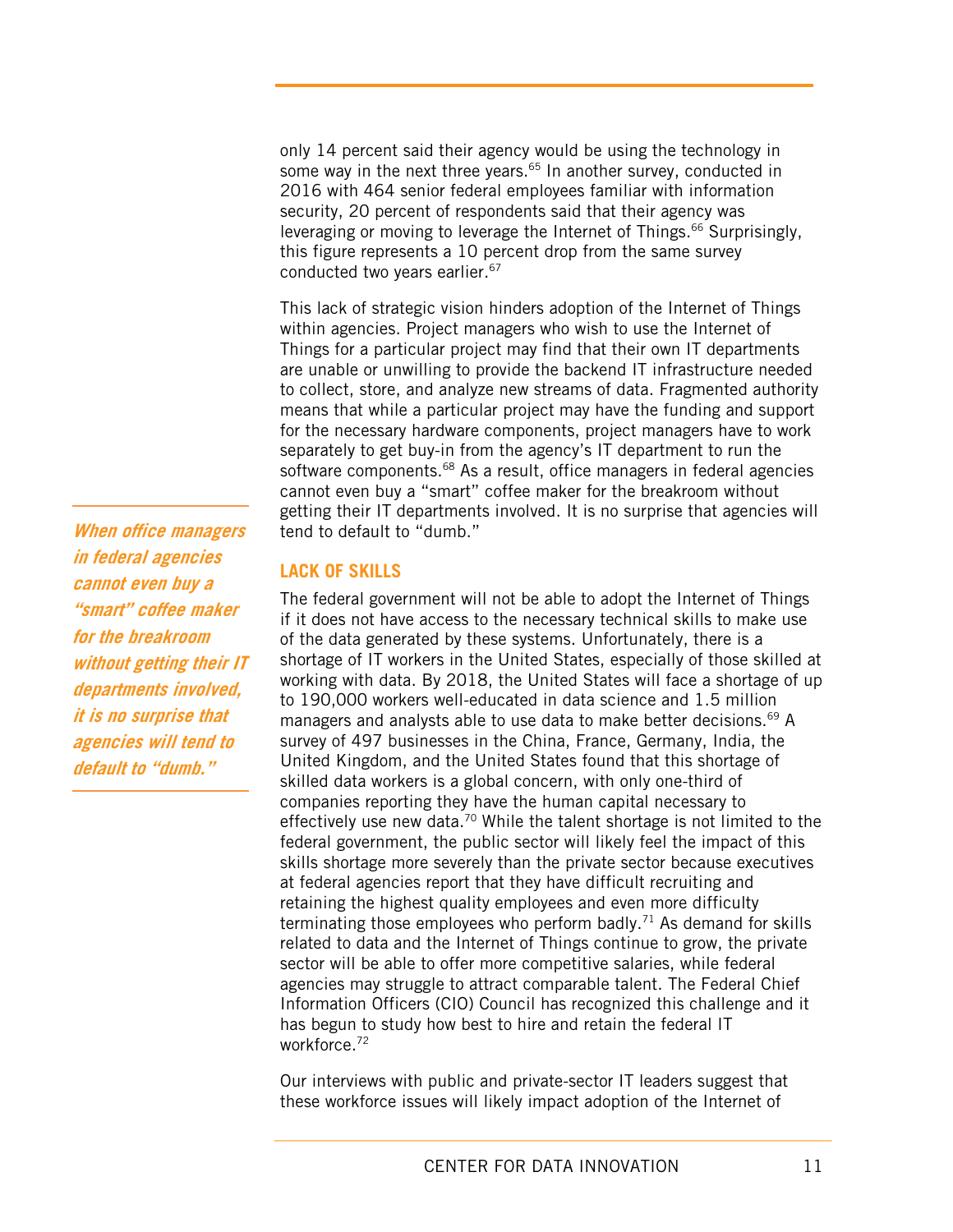only 14 percent said their agency would be using the technology in some way in the next three years.[65] In another survey, conducted in 2016 with 464 senior federal employees familiar with information security, 20 percent of respondents said that their agency was leveraging or moving to leverage the Internet of Things.[66] Surprisingly, this figure represents a 10 percent drop from the same survey conducted two years earlier.[67]

This lack of strategic vision hinders adoption of the Internet of Things within agencies. Project managers who wish to use the Internet of Things for a particular project may find that their own IT departments are unable or unwilling to provide the backend IT infrastructure needed to collect, store, and analyze new streams of data. Fragmented authority means that while a particular project may have the funding and support for the necessary hardware components, project managers have to work separately to get buy-in from the agency's IT department to run the software components.[68] As a result, office managers in federal agencies cannot even buy a "smart" coffee maker for the breakroom without getting their IT departments involved. It is no surprise that agencies will tend to default to "dumb."

> ***When office managers in federal agencies cannot even buy a "smart" coffee maker for the breakroom without getting their IT departments involved, it is no surprise that agencies will tend to default to "dumb."***

## LACK OF SKILLS

The federal government will not be able to adopt the Internet of Things if it does not have access to the necessary technical skills to make use of the data generated by these systems. Unfortunately, there is a shortage of IT workers in the United States, especially of those skilled at working with data. By 2018, the United States will face a shortage of up to 190,000 workers well-educated in data science and 1.5 million managers and analysts able to use data to make better decisions.[69] A survey of 497 businesses in the China, France, Germany, India, the United Kingdom, and the United States found that this shortage of skilled data workers is a global concern, with only one-third of companies reporting they have the human capital necessary to effectively use new data.[70] While the talent shortage is not limited to the federal government, the public sector will likely feel the impact of this skills shortage more severely than the private sector because executives at federal agencies report that they have difficult recruiting and retaining the highest quality employees and even more difficulty terminating those employees who perform badly.[71] As demand for skills related to data and the Internet of Things continue to grow, the private sector will be able to offer more competitive salaries, while federal agencies may struggle to attract comparable talent. The Federal Chief Information Officers (CIO) Council has recognized this challenge and it has begun to study how best to hire and retain the federal IT workforce.[72]

Our interviews with public and private-sector IT leaders suggest that these workforce issues will likely impact adoption of the Internet of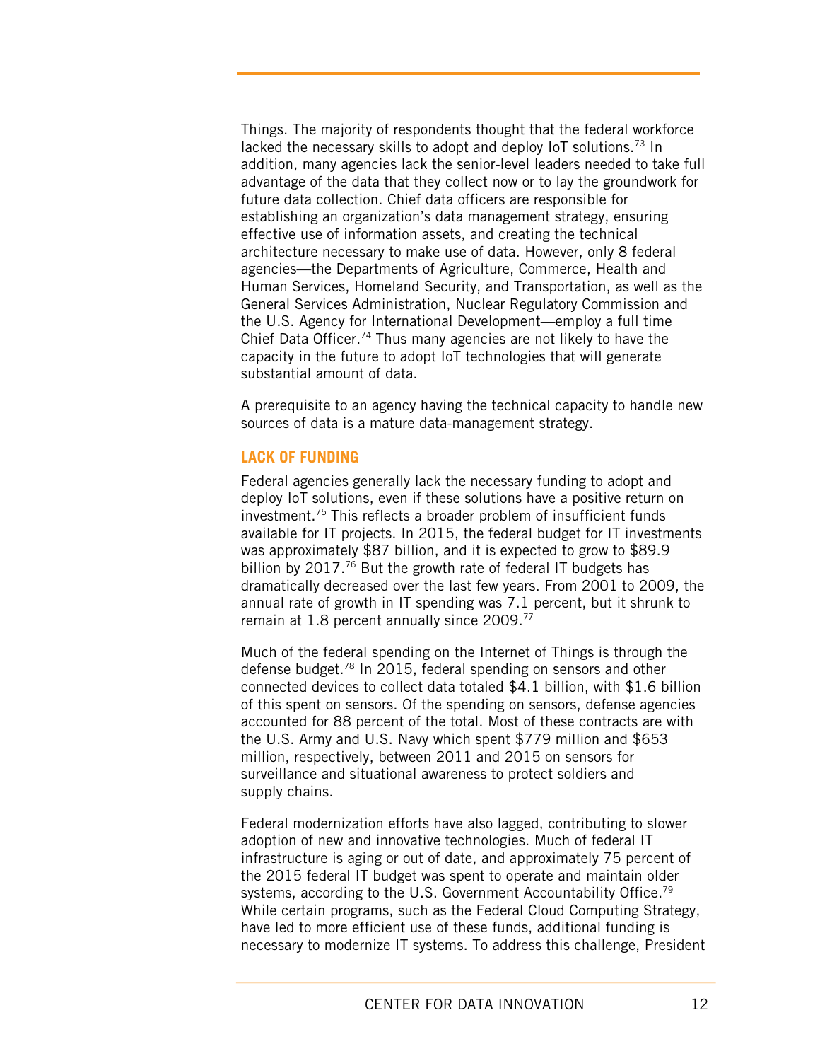Things. The majority of respondents thought that the federal workforce lacked the necessary skills to adopt and deploy IoT solutions.[73] In addition, many agencies lack the senior-level leaders needed to take full advantage of the data that they collect now or to lay the groundwork for future data collection. Chief data officers are responsible for establishing an organization's data management strategy, ensuring effective use of information assets, and creating the technical architecture necessary to make use of data. However, only 8 federal agencies—the Departments of Agriculture, Commerce, Health and Human Services, Homeland Security, and Transportation, as well as the General Services Administration, Nuclear Regulatory Commission and the U.S. Agency for International Development—employ a full time Chief Data Officer.[74] Thus many agencies are not likely to have the capacity in the future to adopt IoT technologies that will generate substantial amount of data.

A prerequisite to an agency having the technical capacity to handle new sources of data is a mature data-management strategy.

### LACK OF FUNDING

Federal agencies generally lack the necessary funding to adopt and deploy IoT solutions, even if these solutions have a positive return on investment.[75] This reflects a broader problem of insufficient funds available for IT projects. In 2015, the federal budget for IT investments was approximately $87 billion, and it is expected to grow to $89.9 billion by 2017.[76] But the growth rate of federal IT budgets has dramatically decreased over the last few years. From 2001 to 2009, the annual rate of growth in IT spending was 7.1 percent, but it shrunk to remain at 1.8 percent annually since 2009.[77]

Much of the federal spending on the Internet of Things is through the defense budget.[78] In 2015, federal spending on sensors and other connected devices to collect data totaled $4.1 billion, with $1.6 billion of this spent on sensors. Of the spending on sensors, defense agencies accounted for 88 percent of the total. Most of these contracts are with the U.S. Army and U.S. Navy which spent $779 million and $653 million, respectively, between 2011 and 2015 on sensors for surveillance and situational awareness to protect soldiers and supply chains.

Federal modernization efforts have also lagged, contributing to slower adoption of new and innovative technologies. Much of federal IT infrastructure is aging or out of date, and approximately 75 percent of the 2015 federal IT budget was spent to operate and maintain older systems, according to the U.S. Government Accountability Office.[79] While certain programs, such as the Federal Cloud Computing Strategy, have led to more efficient use of these funds, additional funding is necessary to modernize IT systems. To address this challenge, President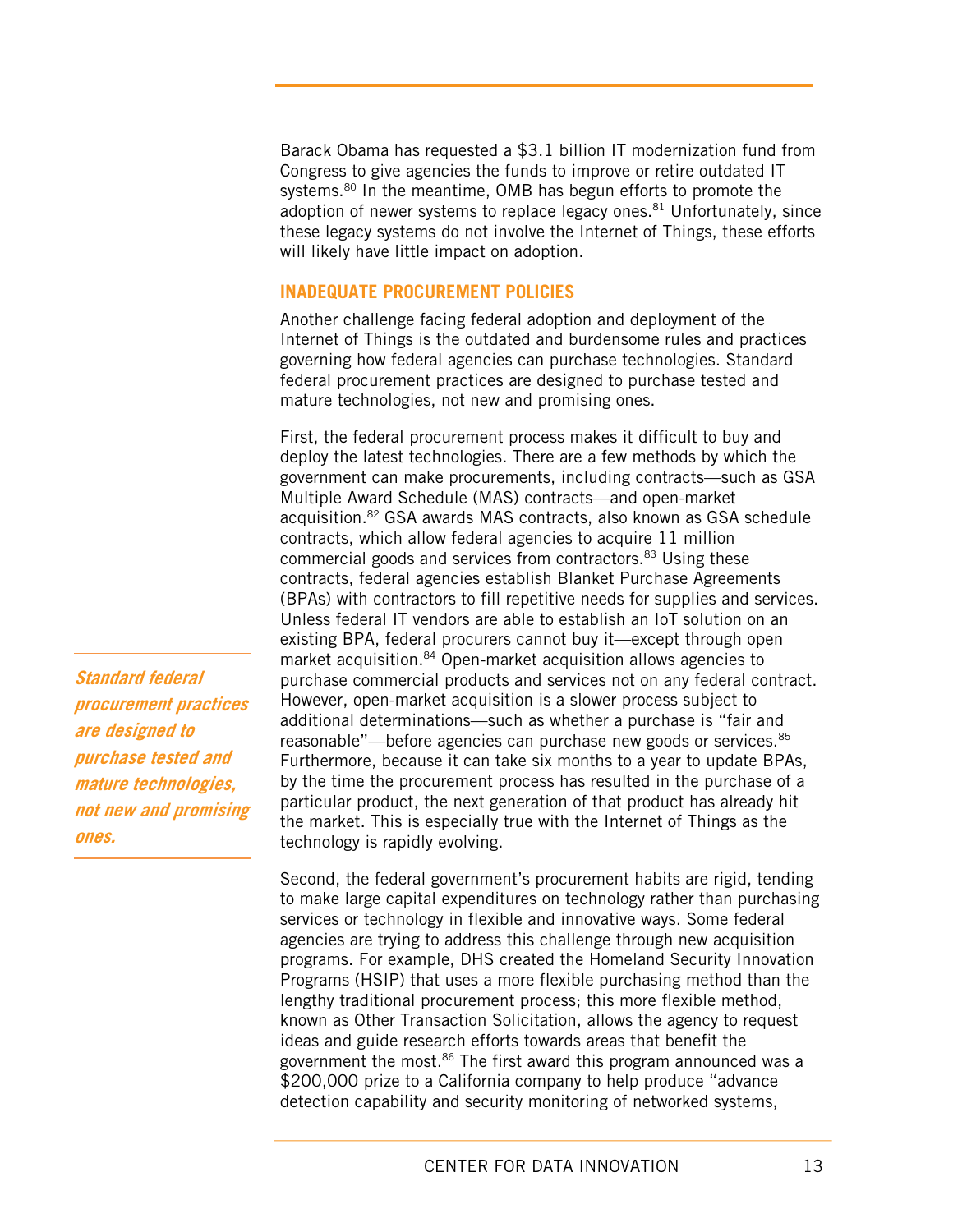Barack Obama has requested a $3.1 billion IT modernization fund from Congress to give agencies the funds to improve or retire outdated IT systems.[80] In the meantime, OMB has begun efforts to promote the adoption of newer systems to replace legacy ones.[81] Unfortunately, since these legacy systems do not involve the Internet of Things, these efforts will likely have little impact on adoption.

## INADEQUATE PROCUREMENT POLICIES

Another challenge facing federal adoption and deployment of the Internet of Things is the outdated and burdensome rules and practices governing how federal agencies can purchase technologies. Standard federal procurement practices are designed to purchase tested and mature technologies, not new and promising ones.

First, the federal procurement process makes it difficult to buy and deploy the latest technologies. There are a few methods by which the government can make procurements, including contracts—such as GSA Multiple Award Schedule (MAS) contracts—and open-market acquisition.[82] GSA awards MAS contracts, also known as GSA schedule contracts, which allow federal agencies to acquire 11 million commercial goods and services from contractors.[83] Using these contracts, federal agencies establish Blanket Purchase Agreements (BPAs) with contractors to fill repetitive needs for supplies and services. Unless federal IT vendors are able to establish an IoT solution on an existing BPA, federal procurers cannot buy it—except through open market acquisition.[84] Open-market acquisition allows agencies to purchase commercial products and services not on any federal contract. However, open-market acquisition is a slower process subject to additional determinations—such as whether a purchase is "fair and reasonable"—before agencies can purchase new goods or services.[85] Furthermore, because it can take six months to a year to update BPAs, by the time the procurement process has resulted in the purchase of a particular product, the next generation of that product has already hit the market. This is especially true with the Internet of Things as the technology is rapidly evolving.

***Standard federal procurement practices are designed to purchase tested and mature technologies, not new and promising ones.***

Second, the federal government's procurement habits are rigid, tending to make large capital expenditures on technology rather than purchasing services or technology in flexible and innovative ways. Some federal agencies are trying to address this challenge through new acquisition programs. For example, DHS created the Homeland Security Innovation Programs (HSIP) that uses a more flexible purchasing method than the lengthy traditional procurement process; this more flexible method, known as Other Transaction Solicitation, allows the agency to request ideas and guide research efforts towards areas that benefit the government the most.[86] The first award this program announced was a $200,000 prize to a California company to help produce "advance detection capability and security monitoring of networked systems,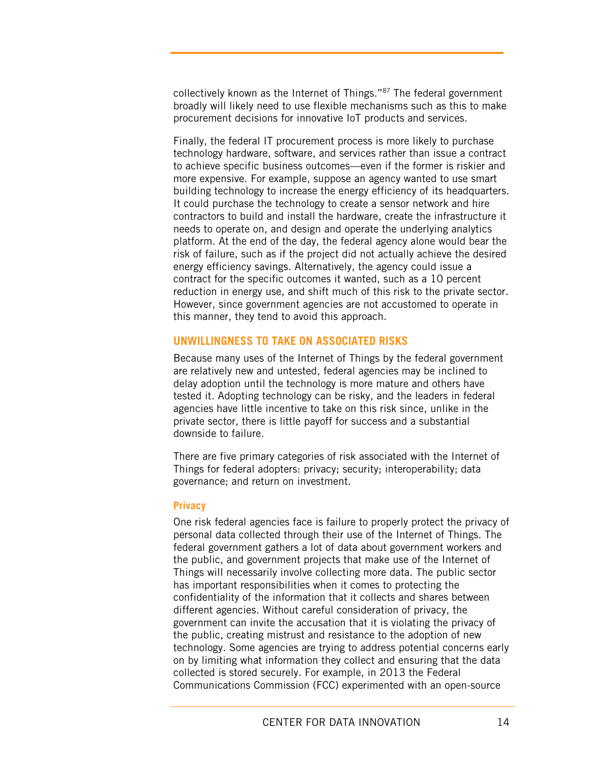collectively known as the Internet of Things."[87] The federal government broadly will likely need to use flexible mechanisms such as this to make procurement decisions for innovative IoT products and services.

Finally, the federal IT procurement process is more likely to purchase technology hardware, software, and services rather than issue a contract to achieve specific business outcomes—even if the former is riskier and more expensive. For example, suppose an agency wanted to use smart building technology to increase the energy efficiency of its headquarters. It could purchase the technology to create a sensor network and hire contractors to build and install the hardware, create the infrastructure it needs to operate on, and design and operate the underlying analytics platform. At the end of the day, the federal agency alone would bear the risk of failure, such as if the project did not actually achieve the desired energy efficiency savings. Alternatively, the agency could issue a contract for the specific outcomes it wanted, such as a 10 percent reduction in energy use, and shift much of this risk to the private sector. However, since government agencies are not accustomed to operate in this manner, they tend to avoid this approach.

## UNWILLINGNESS TO TAKE ON ASSOCIATED RISKS

Because many uses of the Internet of Things by the federal government are relatively new and untested, federal agencies may be inclined to delay adoption until the technology is more mature and others have tested it. Adopting technology can be risky, and the leaders in federal agencies have little incentive to take on this risk since, unlike in the private sector, there is little payoff for success and a substantial downside to failure.

There are five primary categories of risk associated with the Internet of Things for federal adopters: privacy; security; interoperability; data governance; and return on investment.

### Privacy

One risk federal agencies face is failure to properly protect the privacy of personal data collected through their use of the Internet of Things. The federal government gathers a lot of data about government workers and the public, and government projects that make use of the Internet of Things will necessarily involve collecting more data. The public sector has important responsibilities when it comes to protecting the confidentiality of the information that it collects and shares between different agencies. Without careful consideration of privacy, the government can invite the accusation that it is violating the privacy of the public, creating mistrust and resistance to the adoption of new technology. Some agencies are trying to address potential concerns early on by limiting what information they collect and ensuring that the data collected is stored securely. For example, in 2013 the Federal Communications Commission (FCC) experimented with an open-source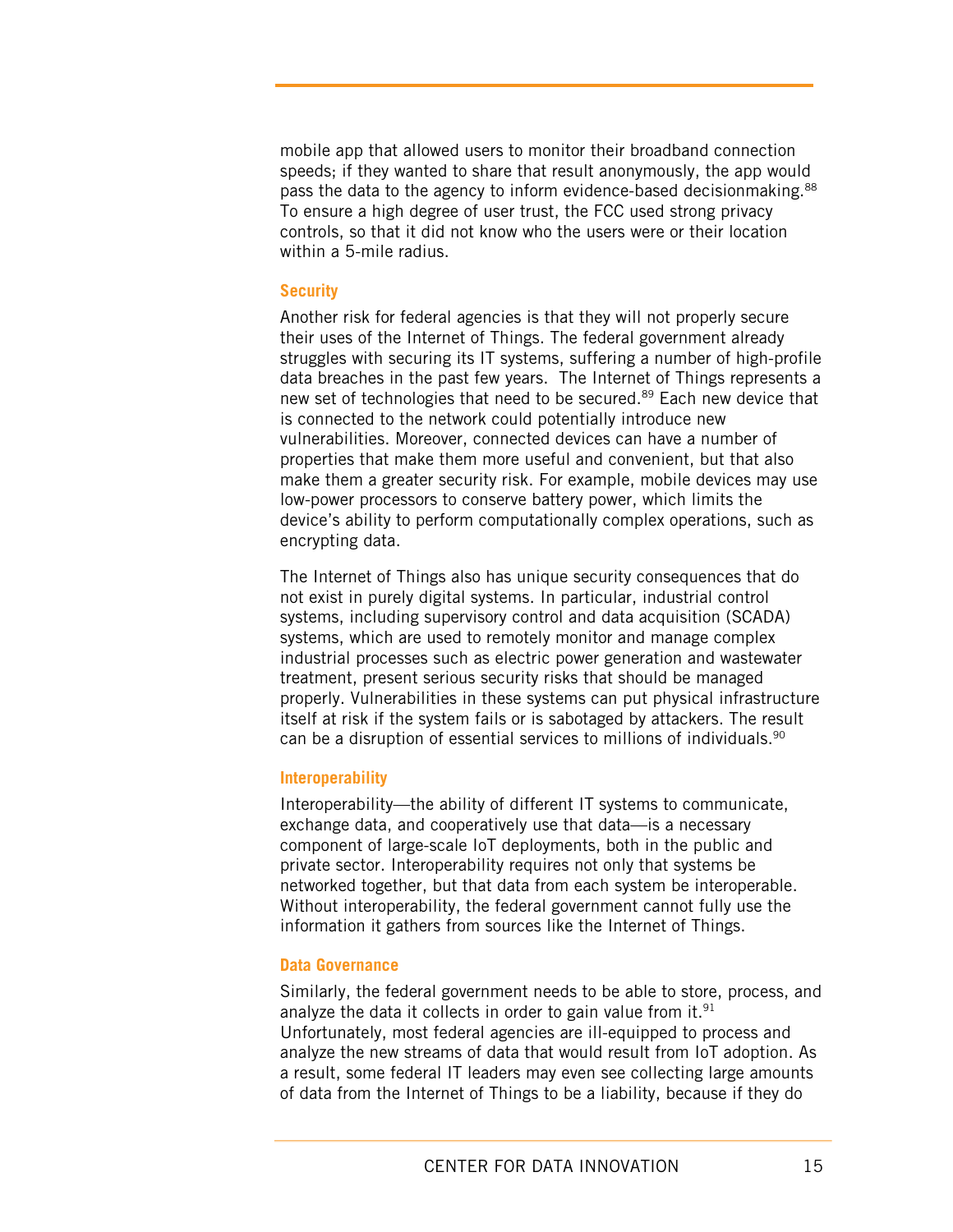mobile app that allowed users to monitor their broadband connection speeds; if they wanted to share that result anonymously, the app would pass the data to the agency to inform evidence-based decisionmaking.[88] To ensure a high degree of user trust, the FCC used strong privacy controls, so that it did not know who the users were or their location within a 5-mile radius.

### Security

Another risk for federal agencies is that they will not properly secure their uses of the Internet of Things. The federal government already struggles with securing its IT systems, suffering a number of high-profile data breaches in the past few years. The Internet of Things represents a new set of technologies that need to be secured.[89] Each new device that is connected to the network could potentially introduce new vulnerabilities. Moreover, connected devices can have a number of properties that make them more useful and convenient, but that also make them a greater security risk. For example, mobile devices may use low-power processors to conserve battery power, which limits the device's ability to perform computationally complex operations, such as encrypting data.

The Internet of Things also has unique security consequences that do not exist in purely digital systems. In particular, industrial control systems, including supervisory control and data acquisition (SCADA) systems, which are used to remotely monitor and manage complex industrial processes such as electric power generation and wastewater treatment, present serious security risks that should be managed properly. Vulnerabilities in these systems can put physical infrastructure itself at risk if the system fails or is sabotaged by attackers. The result can be a disruption of essential services to millions of individuals.[90]

### Interoperability

Interoperability—the ability of different IT systems to communicate, exchange data, and cooperatively use that data—is a necessary component of large-scale IoT deployments, both in the public and private sector. Interoperability requires not only that systems be networked together, but that data from each system be interoperable. Without interoperability, the federal government cannot fully use the information it gathers from sources like the Internet of Things.

### Data Governance

Similarly, the federal government needs to be able to store, process, and analyze the data it collects in order to gain value from it.[91] Unfortunately, most federal agencies are ill-equipped to process and analyze the new streams of data that would result from IoT adoption. As a result, some federal IT leaders may even see collecting large amounts of data from the Internet of Things to be a liability, because if they do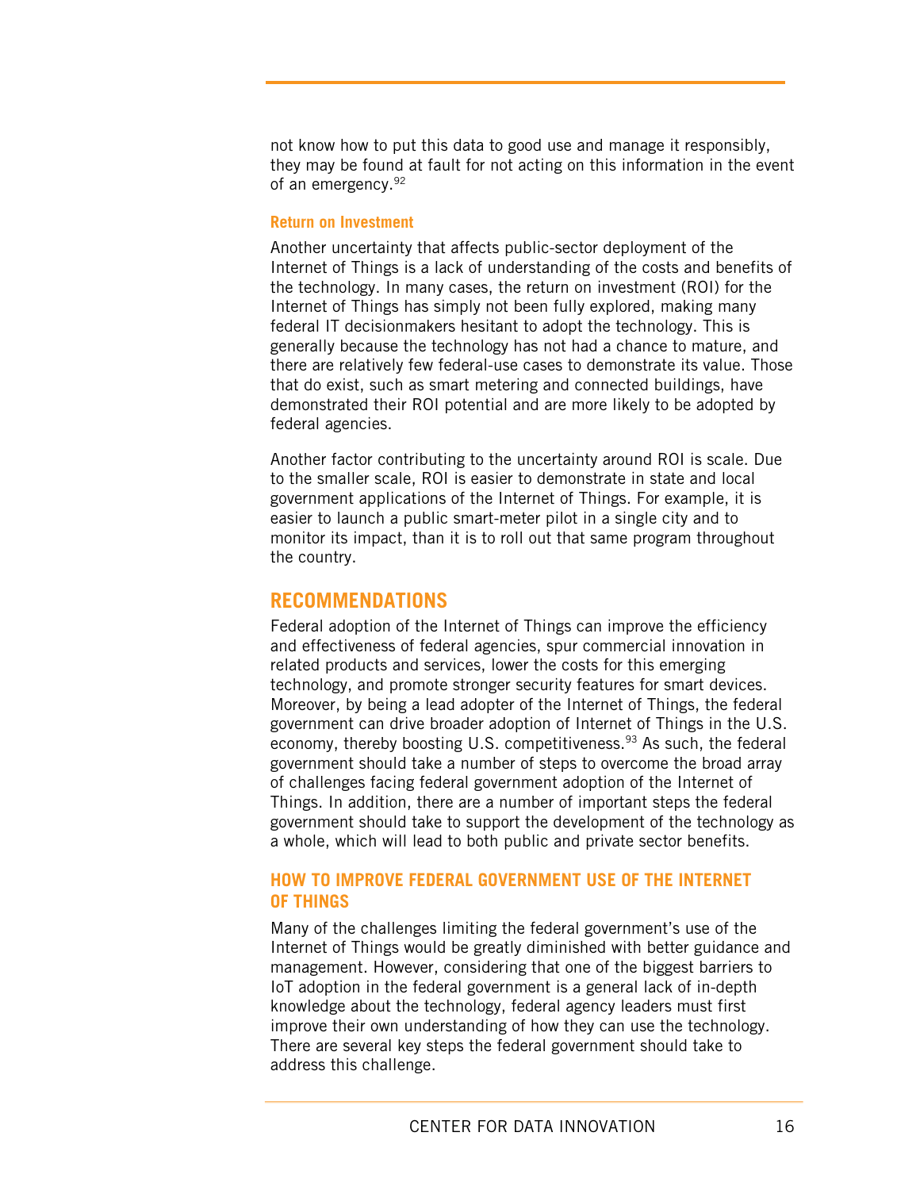not know how to put this data to good use and manage it responsibly, they may be found at fault for not acting on this information in the event of an emergency.[92]

### Return on Investment

Another uncertainty that affects public-sector deployment of the Internet of Things is a lack of understanding of the costs and benefits of the technology. In many cases, the return on investment (ROI) for the Internet of Things has simply not been fully explored, making many federal IT decisionmakers hesitant to adopt the technology. This is generally because the technology has not had a chance to mature, and there are relatively few federal-use cases to demonstrate its value. Those that do exist, such as smart metering and connected buildings, have demonstrated their ROI potential and are more likely to be adopted by federal agencies.

Another factor contributing to the uncertainty around ROI is scale. Due to the smaller scale, ROI is easier to demonstrate in state and local government applications of the Internet of Things. For example, it is easier to launch a public smart-meter pilot in a single city and to monitor its impact, than it is to roll out that same program throughout the country.

# RECOMMENDATIONS

Federal adoption of the Internet of Things can improve the efficiency and effectiveness of federal agencies, spur commercial innovation in related products and services, lower the costs for this emerging technology, and promote stronger security features for smart devices. Moreover, by being a lead adopter of the Internet of Things, the federal government can drive broader adoption of Internet of Things in the U.S. economy, thereby boosting U.S. competitiveness.[93] As such, the federal government should take a number of steps to overcome the broad array of challenges facing federal government adoption of the Internet of Things. In addition, there are a number of important steps the federal government should take to support the development of the technology as a whole, which will lead to both public and private sector benefits.

## HOW TO IMPROVE FEDERAL GOVERNMENT USE OF THE INTERNET OF THINGS

Many of the challenges limiting the federal government's use of the Internet of Things would be greatly diminished with better guidance and management. However, considering that one of the biggest barriers to IoT adoption in the federal government is a general lack of in-depth knowledge about the technology, federal agency leaders must first improve their own understanding of how they can use the technology. There are several key steps the federal government should take to address this challenge.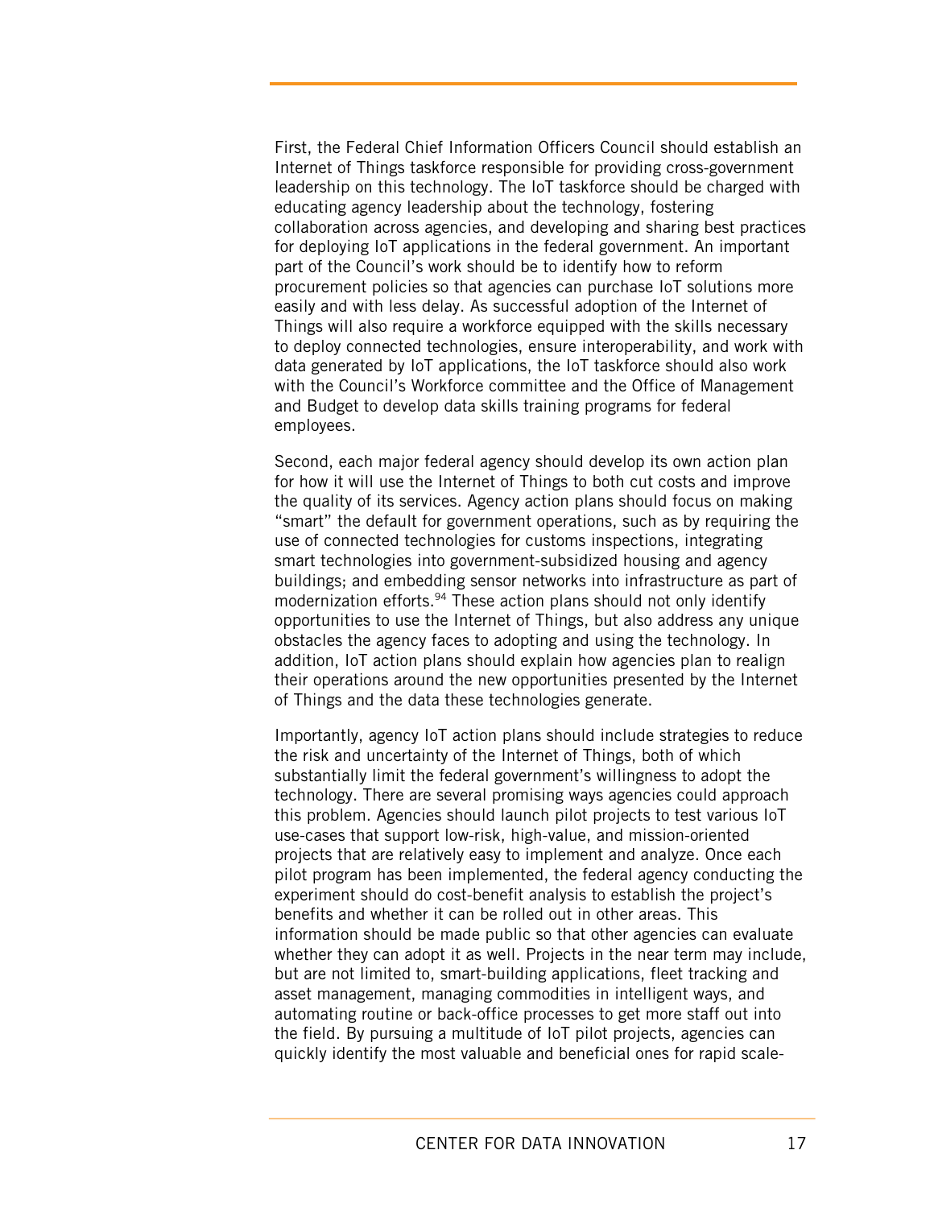First, the Federal Chief Information Officers Council should establish an Internet of Things taskforce responsible for providing cross-government leadership on this technology. The IoT taskforce should be charged with educating agency leadership about the technology, fostering collaboration across agencies, and developing and sharing best practices for deploying IoT applications in the federal government. An important part of the Council's work should be to identify how to reform procurement policies so that agencies can purchase IoT solutions more easily and with less delay. As successful adoption of the Internet of Things will also require a workforce equipped with the skills necessary to deploy connected technologies, ensure interoperability, and work with data generated by IoT applications, the IoT taskforce should also work with the Council's Workforce committee and the Office of Management and Budget to develop data skills training programs for federal employees.

Second, each major federal agency should develop its own action plan for how it will use the Internet of Things to both cut costs and improve the quality of its services. Agency action plans should focus on making "smart" the default for government operations, such as by requiring the use of connected technologies for customs inspections, integrating smart technologies into government-subsidized housing and agency buildings; and embedding sensor networks into infrastructure as part of modernization efforts.[94] These action plans should not only identify opportunities to use the Internet of Things, but also address any unique obstacles the agency faces to adopting and using the technology. In addition, IoT action plans should explain how agencies plan to realign their operations around the new opportunities presented by the Internet of Things and the data these technologies generate.

Importantly, agency IoT action plans should include strategies to reduce the risk and uncertainty of the Internet of Things, both of which substantially limit the federal government's willingness to adopt the technology. There are several promising ways agencies could approach this problem. Agencies should launch pilot projects to test various IoT use-cases that support low-risk, high-value, and mission-oriented projects that are relatively easy to implement and analyze. Once each pilot program has been implemented, the federal agency conducting the experiment should do cost-benefit analysis to establish the project's benefits and whether it can be rolled out in other areas. This information should be made public so that other agencies can evaluate whether they can adopt it as well. Projects in the near term may include, but are not limited to, smart-building applications, fleet tracking and asset management, managing commodities in intelligent ways, and automating routine or back-office processes to get more staff out into the field. By pursuing a multitude of IoT pilot projects, agencies can quickly identify the most valuable and beneficial ones for rapid scale-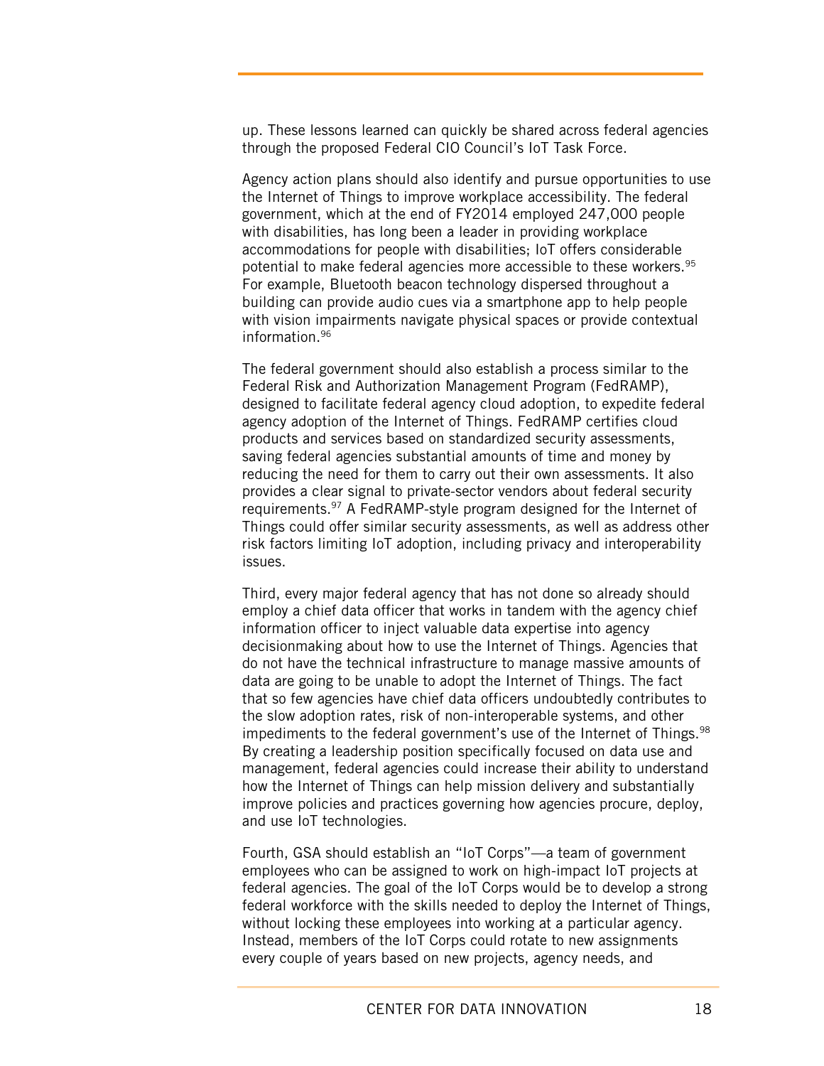up. These lessons learned can quickly be shared across federal agencies through the proposed Federal CIO Council's IoT Task Force.

Agency action plans should also identify and pursue opportunities to use the Internet of Things to improve workplace accessibility. The federal government, which at the end of FY2014 employed 247,000 people with disabilities, has long been a leader in providing workplace accommodations for people with disabilities; IoT offers considerable potential to make federal agencies more accessible to these workers.[95] For example, Bluetooth beacon technology dispersed throughout a building can provide audio cues via a smartphone app to help people with vision impairments navigate physical spaces or provide contextual information.[96]

The federal government should also establish a process similar to the Federal Risk and Authorization Management Program (FedRAMP), designed to facilitate federal agency cloud adoption, to expedite federal agency adoption of the Internet of Things. FedRAMP certifies cloud products and services based on standardized security assessments, saving federal agencies substantial amounts of time and money by reducing the need for them to carry out their own assessments. It also provides a clear signal to private-sector vendors about federal security requirements.[97] A FedRAMP-style program designed for the Internet of Things could offer similar security assessments, as well as address other risk factors limiting IoT adoption, including privacy and interoperability issues.

Third, every major federal agency that has not done so already should employ a chief data officer that works in tandem with the agency chief information officer to inject valuable data expertise into agency decisionmaking about how to use the Internet of Things. Agencies that do not have the technical infrastructure to manage massive amounts of data are going to be unable to adopt the Internet of Things. The fact that so few agencies have chief data officers undoubtedly contributes to the slow adoption rates, risk of non-interoperable systems, and other impediments to the federal government's use of the Internet of Things.[98] By creating a leadership position specifically focused on data use and management, federal agencies could increase their ability to understand how the Internet of Things can help mission delivery and substantially improve policies and practices governing how agencies procure, deploy, and use IoT technologies.

Fourth, GSA should establish an "IoT Corps"—a team of government employees who can be assigned to work on high-impact IoT projects at federal agencies. The goal of the IoT Corps would be to develop a strong federal workforce with the skills needed to deploy the Internet of Things, without locking these employees into working at a particular agency. Instead, members of the IoT Corps could rotate to new assignments every couple of years based on new projects, agency needs, and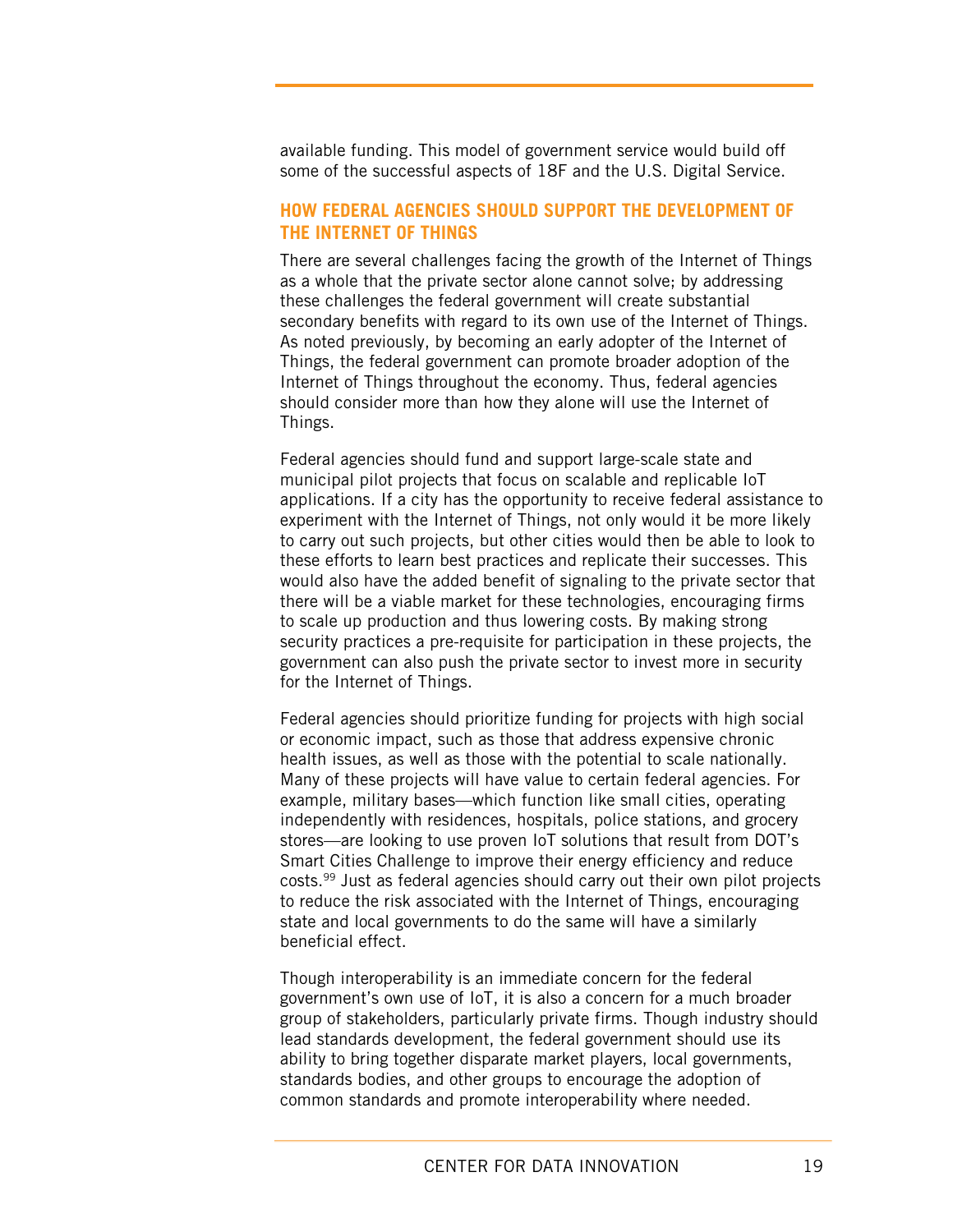available funding. This model of government service would build off some of the successful aspects of 18F and the U.S. Digital Service.

## HOW FEDERAL AGENCIES SHOULD SUPPORT THE DEVELOPMENT OF THE INTERNET OF THINGS

There are several challenges facing the growth of the Internet of Things as a whole that the private sector alone cannot solve; by addressing these challenges the federal government will create substantial secondary benefits with regard to its own use of the Internet of Things. As noted previously, by becoming an early adopter of the Internet of Things, the federal government can promote broader adoption of the Internet of Things throughout the economy. Thus, federal agencies should consider more than how they alone will use the Internet of Things.

Federal agencies should fund and support large-scale state and municipal pilot projects that focus on scalable and replicable IoT applications. If a city has the opportunity to receive federal assistance to experiment with the Internet of Things, not only would it be more likely to carry out such projects, but other cities would then be able to look to these efforts to learn best practices and replicate their successes. This would also have the added benefit of signaling to the private sector that there will be a viable market for these technologies, encouraging firms to scale up production and thus lowering costs. By making strong security practices a pre-requisite for participation in these projects, the government can also push the private sector to invest more in security for the Internet of Things.

Federal agencies should prioritize funding for projects with high social or economic impact, such as those that address expensive chronic health issues, as well as those with the potential to scale nationally. Many of these projects will have value to certain federal agencies. For example, military bases—which function like small cities, operating independently with residences, hospitals, police stations, and grocery stores—are looking to use proven IoT solutions that result from DOT's Smart Cities Challenge to improve their energy efficiency and reduce costs.[99] Just as federal agencies should carry out their own pilot projects to reduce the risk associated with the Internet of Things, encouraging state and local governments to do the same will have a similarly beneficial effect.

Though interoperability is an immediate concern for the federal government's own use of IoT, it is also a concern for a much broader group of stakeholders, particularly private firms. Though industry should lead standards development, the federal government should use its ability to bring together disparate market players, local governments, standards bodies, and other groups to encourage the adoption of common standards and promote interoperability where needed.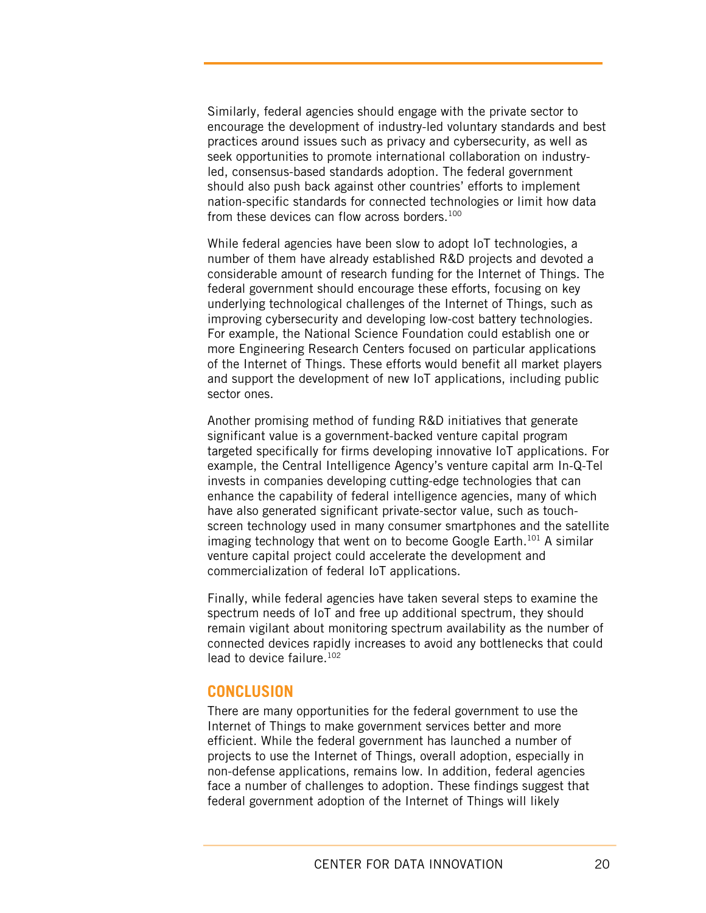Similarly, federal agencies should engage with the private sector to encourage the development of industry-led voluntary standards and best practices around issues such as privacy and cybersecurity, as well as seek opportunities to promote international collaboration on industry-led, consensus-based standards adoption. The federal government should also push back against other countries' efforts to implement nation-specific standards for connected technologies or limit how data from these devices can flow across borders.[100]

While federal agencies have been slow to adopt IoT technologies, a number of them have already established R&D projects and devoted a considerable amount of research funding for the Internet of Things. The federal government should encourage these efforts, focusing on key underlying technological challenges of the Internet of Things, such as improving cybersecurity and developing low-cost battery technologies. For example, the National Science Foundation could establish one or more Engineering Research Centers focused on particular applications of the Internet of Things. These efforts would benefit all market players and support the development of new IoT applications, including public sector ones.

Another promising method of funding R&D initiatives that generate significant value is a government-backed venture capital program targeted specifically for firms developing innovative IoT applications. For example, the Central Intelligence Agency's venture capital arm In-Q-Tel invests in companies developing cutting-edge technologies that can enhance the capability of federal intelligence agencies, many of which have also generated significant private-sector value, such as touch-screen technology used in many consumer smartphones and the satellite imaging technology that went on to become Google Earth.[101] A similar venture capital project could accelerate the development and commercialization of federal IoT applications.

Finally, while federal agencies have taken several steps to examine the spectrum needs of IoT and free up additional spectrum, they should remain vigilant about monitoring spectrum availability as the number of connected devices rapidly increases to avoid any bottlenecks that could lead to device failure.[102]

## CONCLUSION

There are many opportunities for the federal government to use the Internet of Things to make government services better and more efficient. While the federal government has launched a number of projects to use the Internet of Things, overall adoption, especially in non-defense applications, remains low. In addition, federal agencies face a number of challenges to adoption. These findings suggest that federal government adoption of the Internet of Things will likely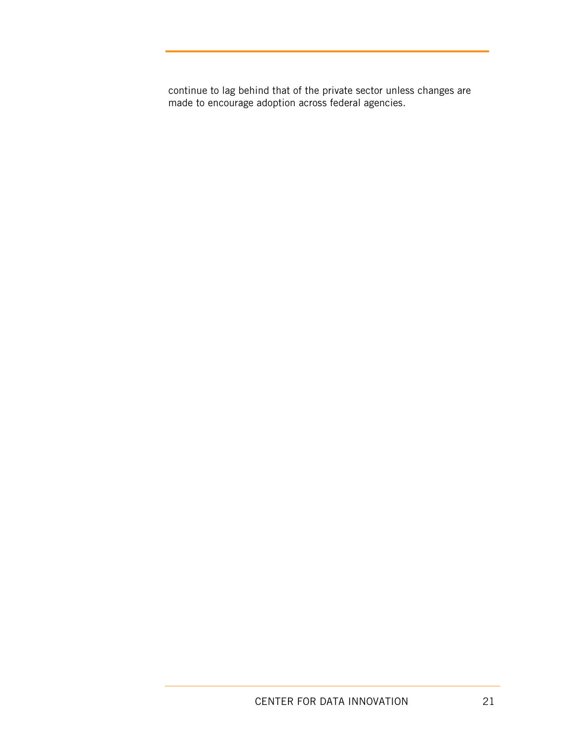continue to lag behind that of the private sector unless changes are made to encourage adoption across federal agencies.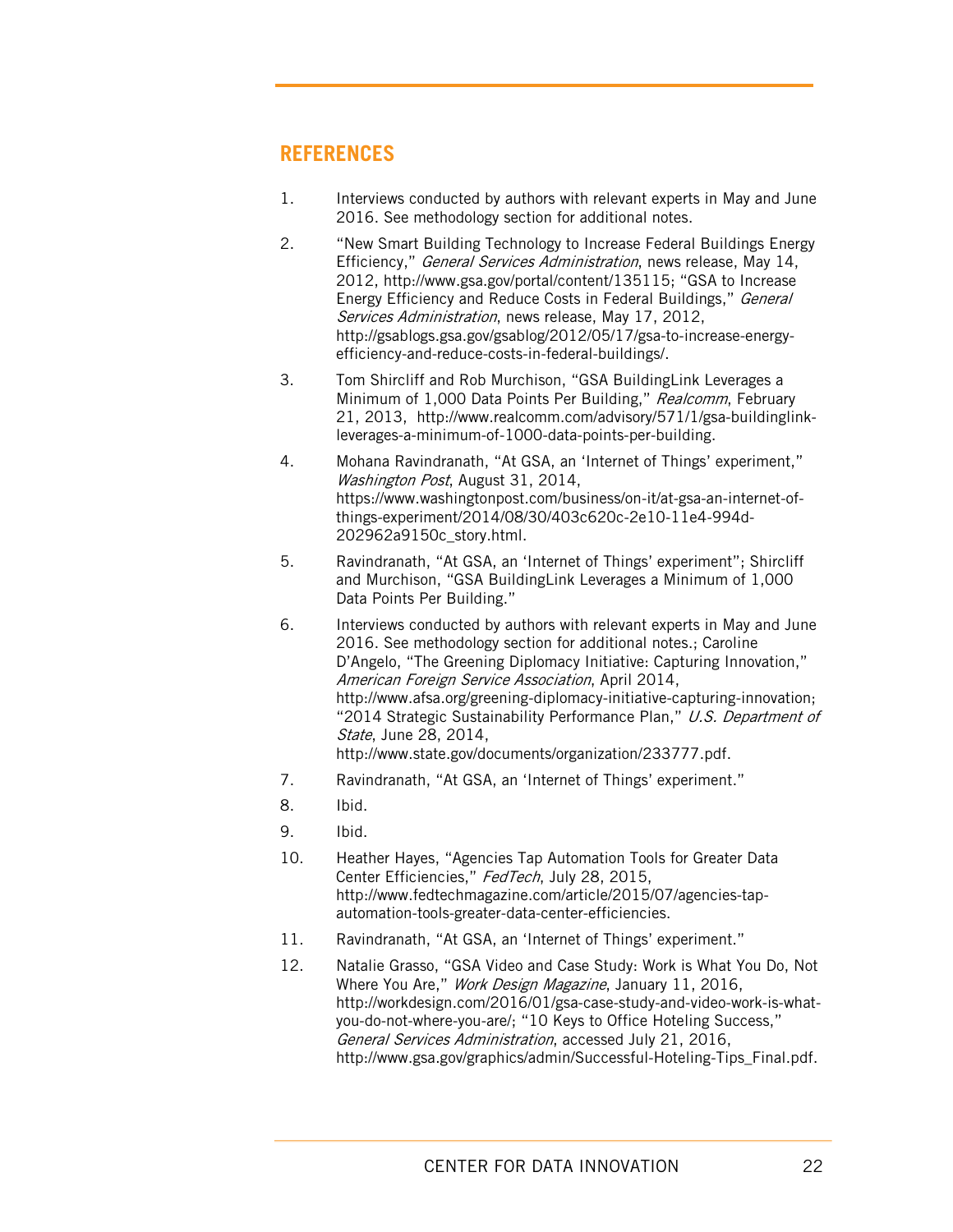## REFERENCES

1. Interviews conducted by authors with relevant experts in May and June 2016. See methodology section for additional notes.
2. "New Smart Building Technology to Increase Federal Buildings Energy Efficiency," *General Services Administration*, news release, May 14, 2012, http://www.gsa.gov/portal/content/135115; "GSA to Increase Energy Efficiency and Reduce Costs in Federal Buildings," *General Services Administration*, news release, May 17, 2012, http://gsablogs.gsa.gov/gsablog/2012/05/17/gsa-to-increase-energy-efficiency-and-reduce-costs-in-federal-buildings/.
3. Tom Shircliff and Rob Murchison, "GSA BuildingLink Leverages a Minimum of 1,000 Data Points Per Building," *Realcomm*, February 21, 2013, http://www.realcomm.com/advisory/571/1/gsa-buildinglink-leverages-a-minimum-of-1000-data-points-per-building.
4. Mohana Ravindranath, "At GSA, an 'Internet of Things' experiment," *Washington Post*, August 31, 2014, https://www.washingtonpost.com/business/on-it/at-gsa-an-internet-of-things-experiment/2014/08/30/403c620c-2e10-11e4-994d-202962a9150c_story.html.
5. Ravindranath, "At GSA, an 'Internet of Things' experiment"; Shircliff and Murchison, "GSA BuildingLink Leverages a Minimum of 1,000 Data Points Per Building."
6. Interviews conducted by authors with relevant experts in May and June 2016. See methodology section for additional notes.; Caroline D'Angelo, "The Greening Diplomacy Initiative: Capturing Innovation," *American Foreign Service Association*, April 2014, http://www.afsa.org/greening-diplomacy-initiative-capturing-innovation; "2014 Strategic Sustainability Performance Plan," *U.S. Department of State*, June 28, 2014, http://www.state.gov/documents/organization/233777.pdf.
7. Ravindranath, "At GSA, an 'Internet of Things' experiment."
8. Ibid.
9. Ibid.
10. Heather Hayes, "Agencies Tap Automation Tools for Greater Data Center Efficiencies," *FedTech*, July 28, 2015, http://www.fedtechmagazine.com/article/2015/07/agencies-tap-automation-tools-greater-data-center-efficiencies.
11. Ravindranath, "At GSA, an 'Internet of Things' experiment."
12. Natalie Grasso, "GSA Video and Case Study: Work is What You Do, Not Where You Are," *Work Design Magazine*, January 11, 2016, http://workdesign.com/2016/01/gsa-case-study-and-video-work-is-what-you-do-not-where-you-are/; "10 Keys to Office Hoteling Success," *General Services Administration*, accessed July 21, 2016, http://www.gsa.gov/graphics/admin/Successful-Hoteling-Tips_Final.pdf.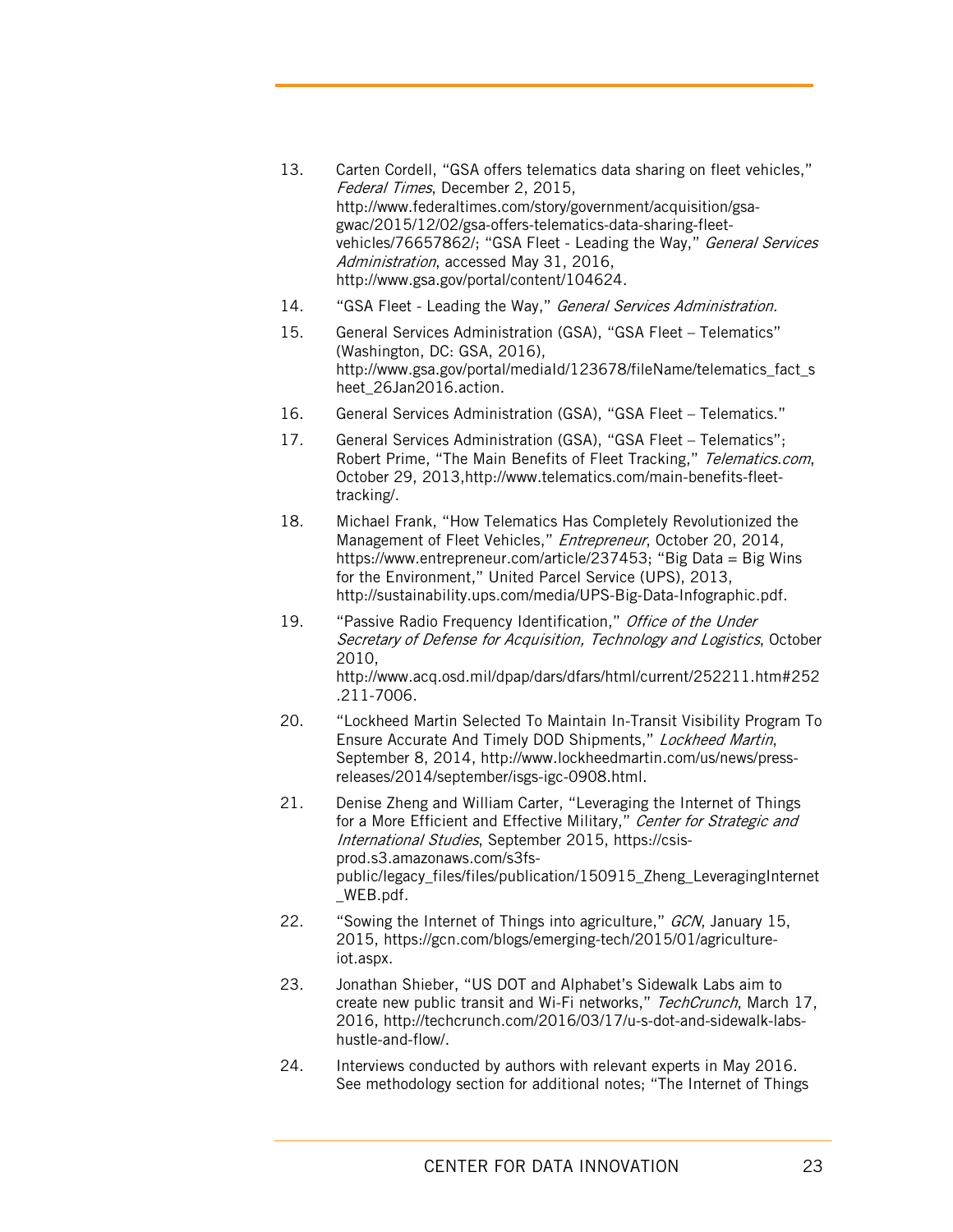13. Carten Cordell, "GSA offers telematics data sharing on fleet vehicles," *Federal Times*, December 2, 2015, http://www.federaltimes.com/story/government/acquisition/gsa-gwac/2015/12/02/gsa-offers-telematics-data-sharing-fleet-vehicles/76657862/; "GSA Fleet - Leading the Way," *General Services Administration*, accessed May 31, 2016, http://www.gsa.gov/portal/content/104624.
14. "GSA Fleet - Leading the Way," *General Services Administration.*
15. General Services Administration (GSA), "GSA Fleet – Telematics" (Washington, DC: GSA, 2016), http://www.gsa.gov/portal/mediaId/123678/fileName/telematics_fact_sheet_26Jan2016.action.
16. General Services Administration (GSA), "GSA Fleet – Telematics."
17. General Services Administration (GSA), "GSA Fleet – Telematics"; Robert Prime, "The Main Benefits of Fleet Tracking," *Telematics.com*, October 29, 2013,http://www.telematics.com/main-benefits-fleet-tracking/.
18. Michael Frank, "How Telematics Has Completely Revolutionized the Management of Fleet Vehicles," *Entrepreneur*, October 20, 2014, https://www.entrepreneur.com/article/237453; "Big Data = Big Wins for the Environment," United Parcel Service (UPS), 2013, http://sustainability.ups.com/media/UPS-Big-Data-Infographic.pdf.
19. "Passive Radio Frequency Identification," *Office of the Under Secretary of Defense for Acquisition, Technology and Logistics*, October 2010, http://www.acq.osd.mil/dpap/dars/dfars/html/current/252211.htm#252.211-7006.
20. "Lockheed Martin Selected To Maintain In-Transit Visibility Program To Ensure Accurate And Timely DOD Shipments," *Lockheed Martin*, September 8, 2014, http://www.lockheedmartin.com/us/news/press-releases/2014/september/isgs-igc-0908.html.
21. Denise Zheng and William Carter, "Leveraging the Internet of Things for a More Efficient and Effective Military," *Center for Strategic and International Studies*, September 2015, https://csis-prod.s3.amazonaws.com/s3fs-public/legacy_files/files/publication/150915_Zheng_LeveragingInternet_WEB.pdf.
22. "Sowing the Internet of Things into agriculture," *GCN*, January 15, 2015, https://gcn.com/blogs/emerging-tech/2015/01/agriculture-iot.aspx.
23. Jonathan Shieber, "US DOT and Alphabet's Sidewalk Labs aim to create new public transit and Wi-Fi networks," *TechCrunch*, March 17, 2016, http://techcrunch.com/2016/03/17/u-s-dot-and-sidewalk-labs-hustle-and-flow/.
24. Interviews conducted by authors with relevant experts in May 2016. See methodology section for additional notes; "The Internet of Things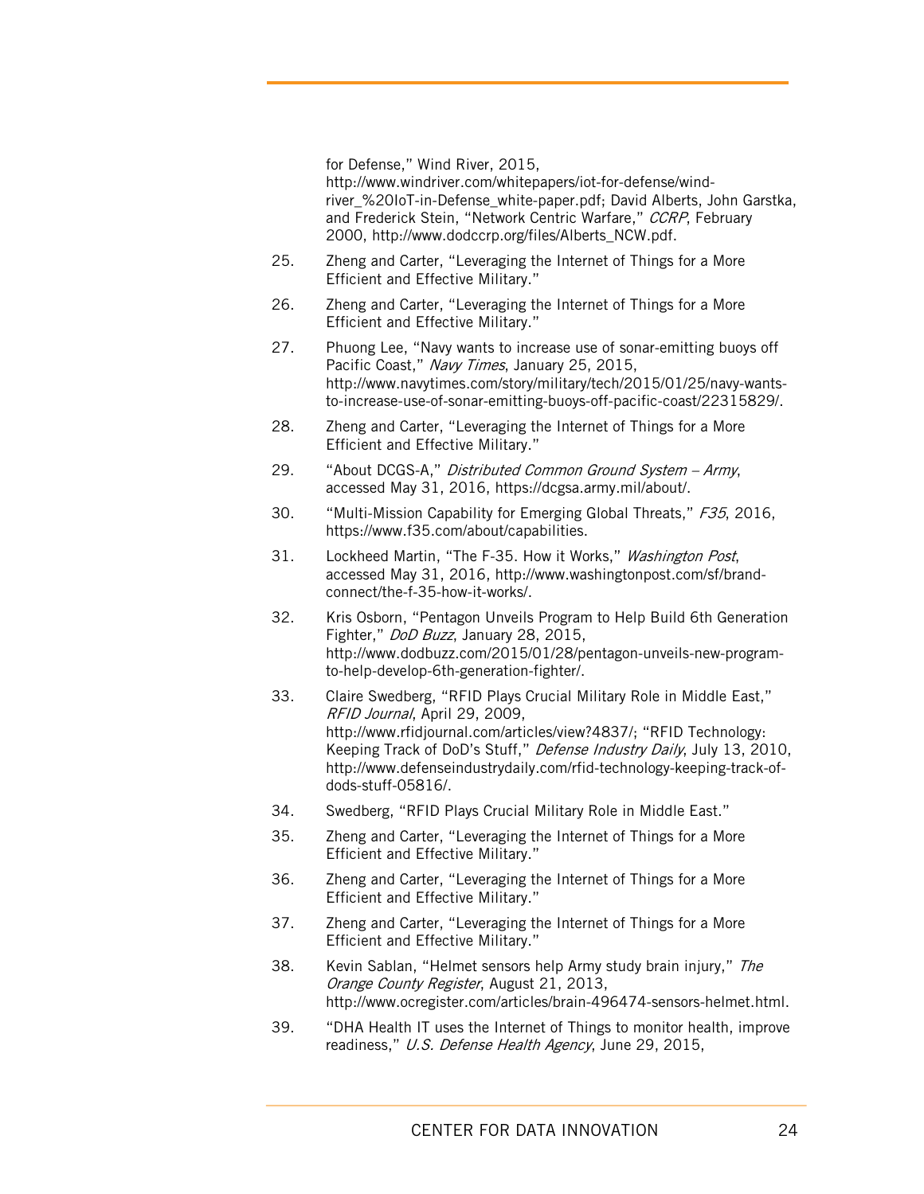for Defense," Wind River, 2015, http://www.windriver.com/whitepapers/iot-for-defense/wind-river_%20IoT-in-Defense_white-paper.pdf; David Alberts, John Garstka, and Frederick Stein, "Network Centric Warfare," *CCRP*, February 2000, http://www.dodccrp.org/files/Alberts_NCW.pdf.

25. Zheng and Carter, "Leveraging the Internet of Things for a More Efficient and Effective Military."

26. Zheng and Carter, "Leveraging the Internet of Things for a More Efficient and Effective Military."

27. Phuong Lee, "Navy wants to increase use of sonar-emitting buoys off Pacific Coast," *Navy Times*, January 25, 2015, http://www.navytimes.com/story/military/tech/2015/01/25/navy-wants-to-increase-use-of-sonar-emitting-buoys-off-pacific-coast/22315829/.

28. Zheng and Carter, "Leveraging the Internet of Things for a More Efficient and Effective Military."

29. "About DCGS-A," *Distributed Common Ground System – Army*, accessed May 31, 2016, https://dcgsa.army.mil/about/.

30. "Multi-Mission Capability for Emerging Global Threats," *F35*, 2016, https://www.f35.com/about/capabilities.

31. Lockheed Martin, "The F-35. How it Works," *Washington Post*, accessed May 31, 2016, http://www.washingtonpost.com/sf/brand-connect/the-f-35-how-it-works/.

32. Kris Osborn, "Pentagon Unveils Program to Help Build 6th Generation Fighter," *DoD Buzz*, January 28, 2015, http://www.dodbuzz.com/2015/01/28/pentagon-unveils-new-program-to-help-develop-6th-generation-fighter/.

33. Claire Swedberg, "RFID Plays Crucial Military Role in Middle East," *RFID Journal*, April 29, 2009, http://www.rfidjournal.com/articles/view?4837/; "RFID Technology: Keeping Track of DoD's Stuff," *Defense Industry Daily*, July 13, 2010, http://www.defenseindustrydaily.com/rfid-technology-keeping-track-of-dods-stuff-05816/.

34. Swedberg, "RFID Plays Crucial Military Role in Middle East."

35. Zheng and Carter, "Leveraging the Internet of Things for a More Efficient and Effective Military."

36. Zheng and Carter, "Leveraging the Internet of Things for a More Efficient and Effective Military."

37. Zheng and Carter, "Leveraging the Internet of Things for a More Efficient and Effective Military."

38. Kevin Sablan, "Helmet sensors help Army study brain injury," *The Orange County Register*, August 21, 2013, http://www.ocregister.com/articles/brain-496474-sensors-helmet.html.

39. "DHA Health IT uses the Internet of Things to monitor health, improve readiness," *U.S. Defense Health Agency*, June 29, 2015,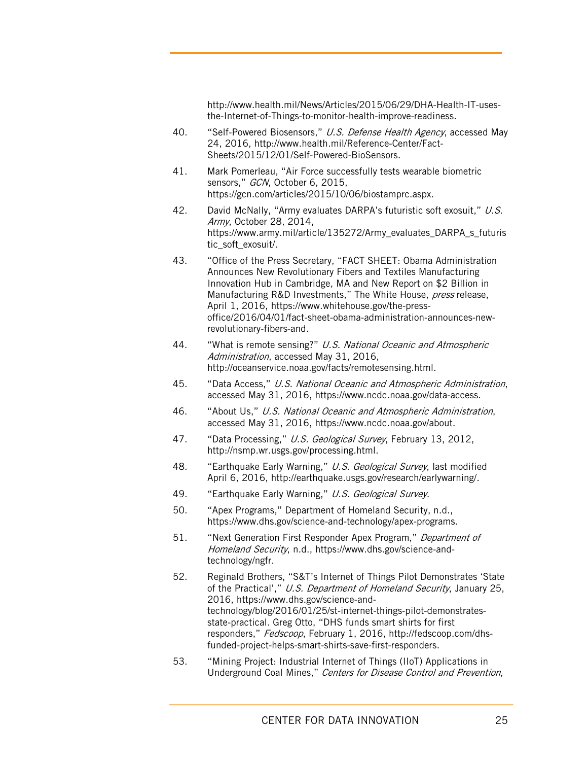http://www.health.mil/News/Articles/2015/06/29/DHA-Health-IT-uses-the-Internet-of-Things-to-monitor-health-improve-readiness.

40. "Self-Powered Biosensors," *U.S. Defense Health Agency*, accessed May 24, 2016, http://www.health.mil/Reference-Center/Fact-Sheets/2015/12/01/Self-Powered-BioSensors.

41. Mark Pomerleau, "Air Force successfully tests wearable biometric sensors," *GCN*, October 6, 2015, https://gcn.com/articles/2015/10/06/biostamprc.aspx.

42. David McNally, "Army evaluates DARPA's futuristic soft exosuit," *U.S. Army*, October 28, 2014, https://www.army.mil/article/135272/Army_evaluates_DARPA_s_futuristic_soft_exosuit/.

43. "Office of the Press Secretary, "FACT SHEET: Obama Administration Announces New Revolutionary Fibers and Textiles Manufacturing Innovation Hub in Cambridge, MA and New Report on $2 Billion in Manufacturing R&D Investments," The White House, *press* release, April 1, 2016, https://www.whitehouse.gov/the-press-office/2016/04/01/fact-sheet-obama-administration-announces-new-revolutionary-fibers-and.

44. "What is remote sensing?" *U.S. National Oceanic and Atmospheric Administration*, accessed May 31, 2016, http://oceanservice.noaa.gov/facts/remotesensing.html.

45. "Data Access," *U.S. National Oceanic and Atmospheric Administration*, accessed May 31, 2016, https://www.ncdc.noaa.gov/data-access.

46. "About Us," *U.S. National Oceanic and Atmospheric Administration*, accessed May 31, 2016, https://www.ncdc.noaa.gov/about.

47. "Data Processing," *U.S. Geological Survey*, February 13, 2012, http://nsmp.wr.usgs.gov/processing.html.

48. "Earthquake Early Warning," *U.S. Geological Survey*, last modified April 6, 2016, http://earthquake.usgs.gov/research/earlywarning/.

49. "Earthquake Early Warning," *U.S. Geological Survey.*

50. "Apex Programs," Department of Homeland Security, n.d., https://www.dhs.gov/science-and-technology/apex-programs.

51. "Next Generation First Responder Apex Program," *Department of Homeland Security*, n.d., https://www.dhs.gov/science-and-technology/ngfr.

52. Reginald Brothers, "S&T's Internet of Things Pilot Demonstrates 'State of the Practical'," *U.S. Department of Homeland Security*, January 25, 2016, https://www.dhs.gov/science-and-technology/blog/2016/01/25/st-internet-things-pilot-demonstrates-state-practical. Greg Otto, "DHS funds smart shirts for first responders," *Fedscoop*, February 1, 2016, http://fedscoop.com/dhs-funded-project-helps-smart-shirts-save-first-responders.

53. "Mining Project: Industrial Internet of Things (IIoT) Applications in Underground Coal Mines," *Centers for Disease Control and Prevention*,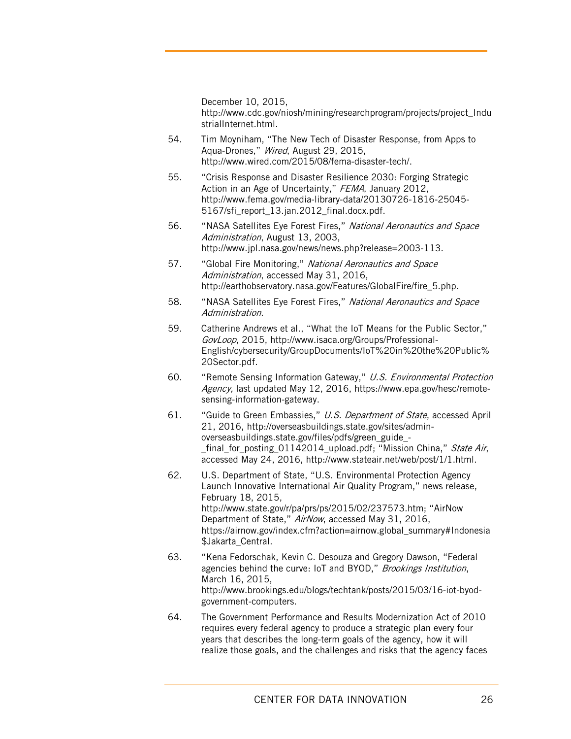December 10, 2015, http://www.cdc.gov/niosh/mining/researchprogram/projects/project_IndustrialInternet.html.

54. Tim Moyniham, "The New Tech of Disaster Response, from Apps to Aqua-Drones," *Wired*, August 29, 2015, http://www.wired.com/2015/08/fema-disaster-tech/.

55. "Crisis Response and Disaster Resilience 2030: Forging Strategic Action in an Age of Uncertainty," *FEMA*, January 2012, http://www.fema.gov/media-library-data/20130726-1816-25045-5167/sfi_report_13.jan.2012_final.docx.pdf.

56. "NASA Satellites Eye Forest Fires," *National Aeronautics and Space Administration*, August 13, 2003, http://www.jpl.nasa.gov/news/news.php?release=2003-113.

57. "Global Fire Monitoring," *National Aeronautics and Space Administration*, accessed May 31, 2016, http://earthobservatory.nasa.gov/Features/GlobalFire/fire_5.php.

58. "NASA Satellites Eye Forest Fires," *National Aeronautics and Space Administration*.

59. Catherine Andrews et al., "What the IoT Means for the Public Sector," *GovLoop*, 2015, http://www.isaca.org/Groups/Professional-English/cybersecurity/GroupDocuments/IoT%20in%20the%20Public%20Sector.pdf.

60. "Remote Sensing Information Gateway," *U.S. Environmental Protection Agency,* last updated May 12, 2016, https://www.epa.gov/hesc/remote-sensing-information-gateway.

61. "Guide to Green Embassies," *U.S. Department of State*, accessed April 21, 2016, http://overseasbuildings.state.gov/sites/admin-overseasbuildings.state.gov/files/pdfs/green_guide_-_final_for_posting_01142014_upload.pdf; "Mission China," *State Air*, accessed May 24, 2016, http://www.stateair.net/web/post/1/1.html.

62. U.S. Department of State, "U.S. Environmental Protection Agency Launch Innovative International Air Quality Program," news release, February 18, 2015, http://www.state.gov/r/pa/prs/ps/2015/02/237573.htm; "AirNow Department of State," *AirNow*, accessed May 31, 2016, https://airnow.gov/index.cfm?action=airnow.global_summary#Indonesia$Jakarta_Central.

63. "Kena Fedorschak, Kevin C. Desouza and Gregory Dawson, "Federal agencies behind the curve: IoT and BYOD," *Brookings Institution*, March 16, 2015, http://www.brookings.edu/blogs/techtank/posts/2015/03/16-iot-byod-government-computers.

64. The Government Performance and Results Modernization Act of 2010 requires every federal agency to produce a strategic plan every four years that describes the long-term goals of the agency, how it will realize those goals, and the challenges and risks that the agency faces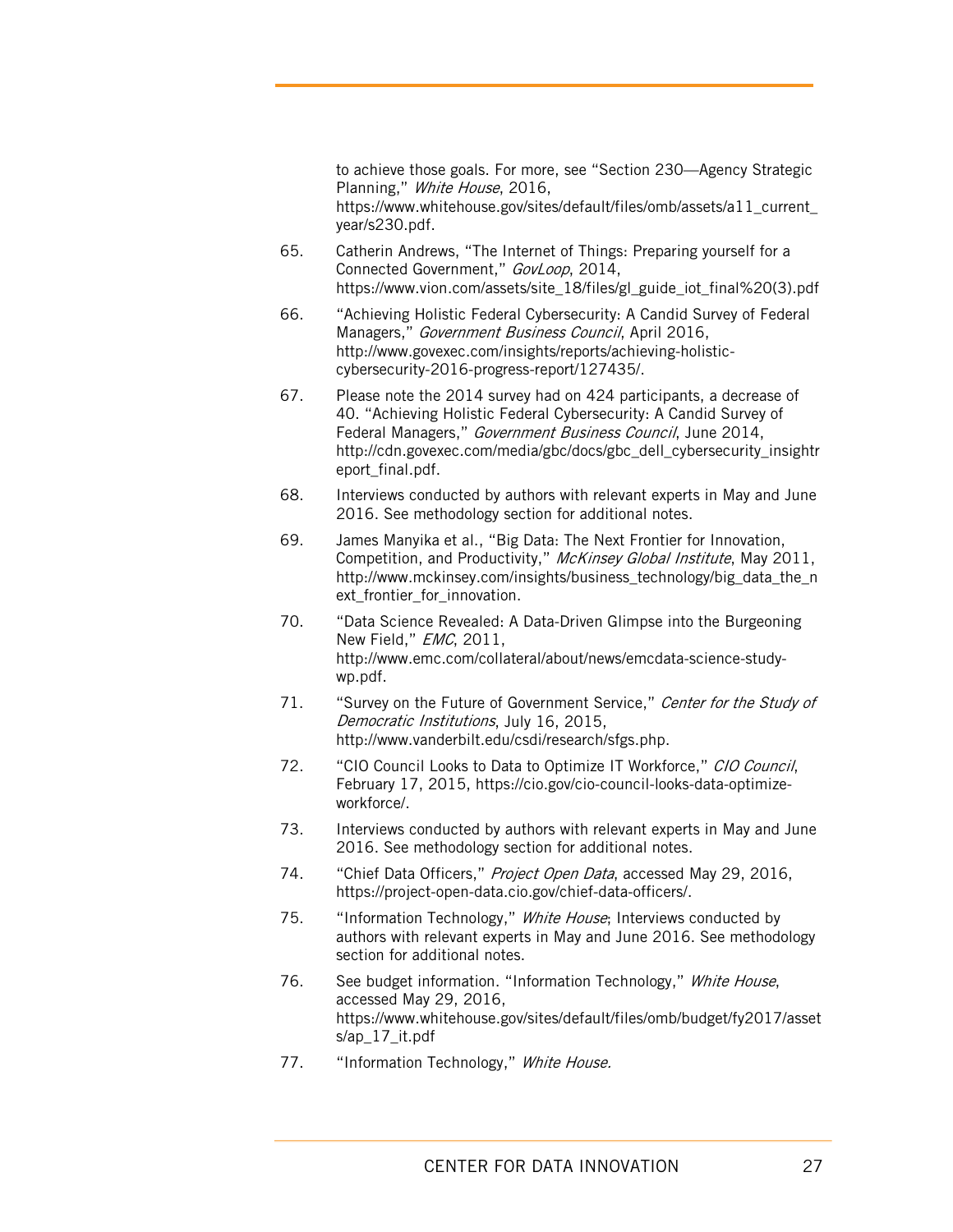to achieve those goals. For more, see "Section 230—Agency Strategic Planning," *White House*, 2016, https://www.whitehouse.gov/sites/default/files/omb/assets/a11_current_year/s230.pdf.

65. Catherin Andrews, "The Internet of Things: Preparing yourself for a Connected Government," *GovLoop*, 2014, https://www.vion.com/assets/site_18/files/gl_guide_iot_final%20(3).pdf

66. "Achieving Holistic Federal Cybersecurity: A Candid Survey of Federal Managers," *Government Business Council*, April 2016, http://www.govexec.com/insights/reports/achieving-holistic-cybersecurity-2016-progress-report/127435/.

67. Please note the 2014 survey had on 424 participants, a decrease of 40. "Achieving Holistic Federal Cybersecurity: A Candid Survey of Federal Managers," *Government Business Council*, June 2014, http://cdn.govexec.com/media/gbc/docs/gbc_dell_cybersecurity_insightreport_final.pdf.

68. Interviews conducted by authors with relevant experts in May and June 2016. See methodology section for additional notes.

69. James Manyika et al., "Big Data: The Next Frontier for Innovation, Competition, and Productivity," *McKinsey Global Institute*, May 2011, http://www.mckinsey.com/insights/business_technology/big_data_the_next_frontier_for_innovation.

70. "Data Science Revealed: A Data-Driven Glimpse into the Burgeoning New Field," *EMC*, 2011, http://www.emc.com/collateral/about/news/emcdata-science-study-wp.pdf.

71. "Survey on the Future of Government Service," *Center for the Study of Democratic Institutions*, July 16, 2015, http://www.vanderbilt.edu/csdi/research/sfgs.php.

72. "CIO Council Looks to Data to Optimize IT Workforce," *CIO Council*, February 17, 2015, https://cio.gov/cio-council-looks-data-optimize-workforce/.

73. Interviews conducted by authors with relevant experts in May and June 2016. See methodology section for additional notes.

74. "Chief Data Officers," *Project Open Data*, accessed May 29, 2016, https://project-open-data.cio.gov/chief-data-officers/.

75. "Information Technology," *White House*; Interviews conducted by authors with relevant experts in May and June 2016. See methodology section for additional notes.

76. See budget information. "Information Technology," *White House*, accessed May 29, 2016, https://www.whitehouse.gov/sites/default/files/omb/budget/fy2017/assets/ap_17_it.pdf

77. "Information Technology," *White House.*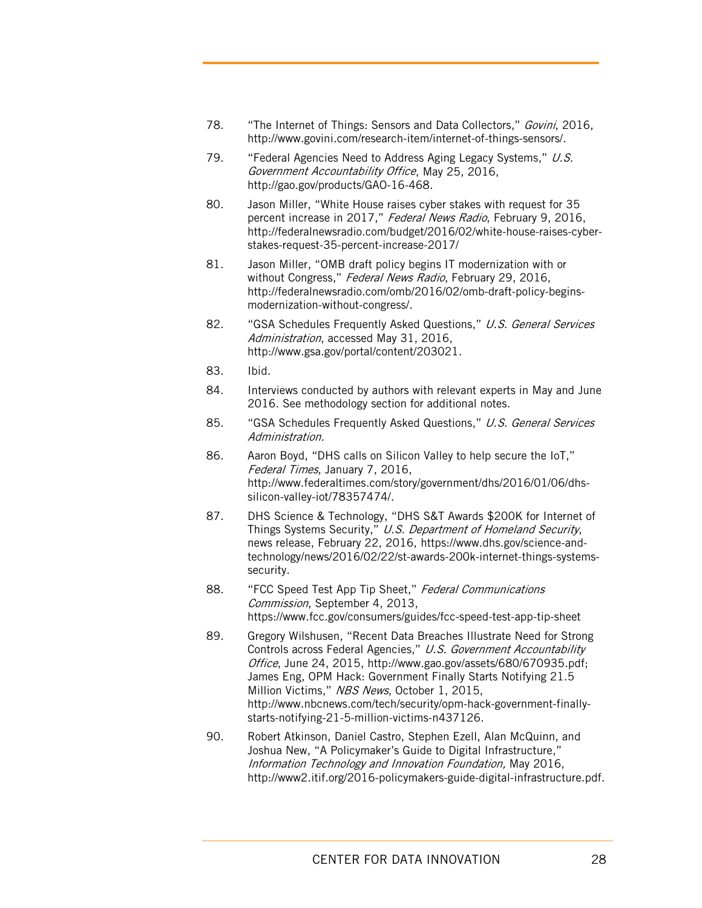78. "The Internet of Things: Sensors and Data Collectors," *Govini*, 2016, http://www.govini.com/research-item/internet-of-things-sensors/.

79. "Federal Agencies Need to Address Aging Legacy Systems," *U.S. Government Accountability Office*, May 25, 2016, http://gao.gov/products/GAO-16-468.

80. Jason Miller, "White House raises cyber stakes with request for 35 percent increase in 2017," *Federal News Radio*, February 9, 2016, http://federalnewsradio.com/budget/2016/02/white-house-raises-cyber-stakes-request-35-percent-increase-2017/

81. Jason Miller, "OMB draft policy begins IT modernization with or without Congress," *Federal News Radio*, February 29, 2016, http://federalnewsradio.com/omb/2016/02/omb-draft-policy-begins-modernization-without-congress/.

82. "GSA Schedules Frequently Asked Questions," *U.S. General Services Administration*, accessed May 31, 2016, http://www.gsa.gov/portal/content/203021.

83. Ibid.

84. Interviews conducted by authors with relevant experts in May and June 2016. See methodology section for additional notes.

85. "GSA Schedules Frequently Asked Questions," *U.S. General Services Administration.*

86. Aaron Boyd, "DHS calls on Silicon Valley to help secure the IoT," *Federal Times*, January 7, 2016, http://www.federaltimes.com/story/government/dhs/2016/01/06/dhs-silicon-valley-iot/78357474/.

87. DHS Science & Technology, "DHS S&T Awards $200K for Internet of Things Systems Security," *U.S. Department of Homeland Security*, news release, February 22, 2016, https://www.dhs.gov/science-and-technology/news/2016/02/22/st-awards-200k-internet-things-systems-security.

88. "FCC Speed Test App Tip Sheet," *Federal Communications Commission*, September 4, 2013, https://www.fcc.gov/consumers/guides/fcc-speed-test-app-tip-sheet

89. Gregory Wilshusen, "Recent Data Breaches Illustrate Need for Strong Controls across Federal Agencies," *U.S. Government Accountability Office*, June 24, 2015, http://www.gao.gov/assets/680/670935.pdf; James Eng, OPM Hack: Government Finally Starts Notifying 21.5 Million Victims," *NBS News*, October 1, 2015, http://www.nbcnews.com/tech/security/opm-hack-government-finally-starts-notifying-21-5-million-victims-n437126.

90. Robert Atkinson, Daniel Castro, Stephen Ezell, Alan McQuinn, and Joshua New, "A Policymaker's Guide to Digital Infrastructure," *Information Technology and Innovation Foundation,* May 2016, http://www2.itif.org/2016-policymakers-guide-digital-infrastructure.pdf.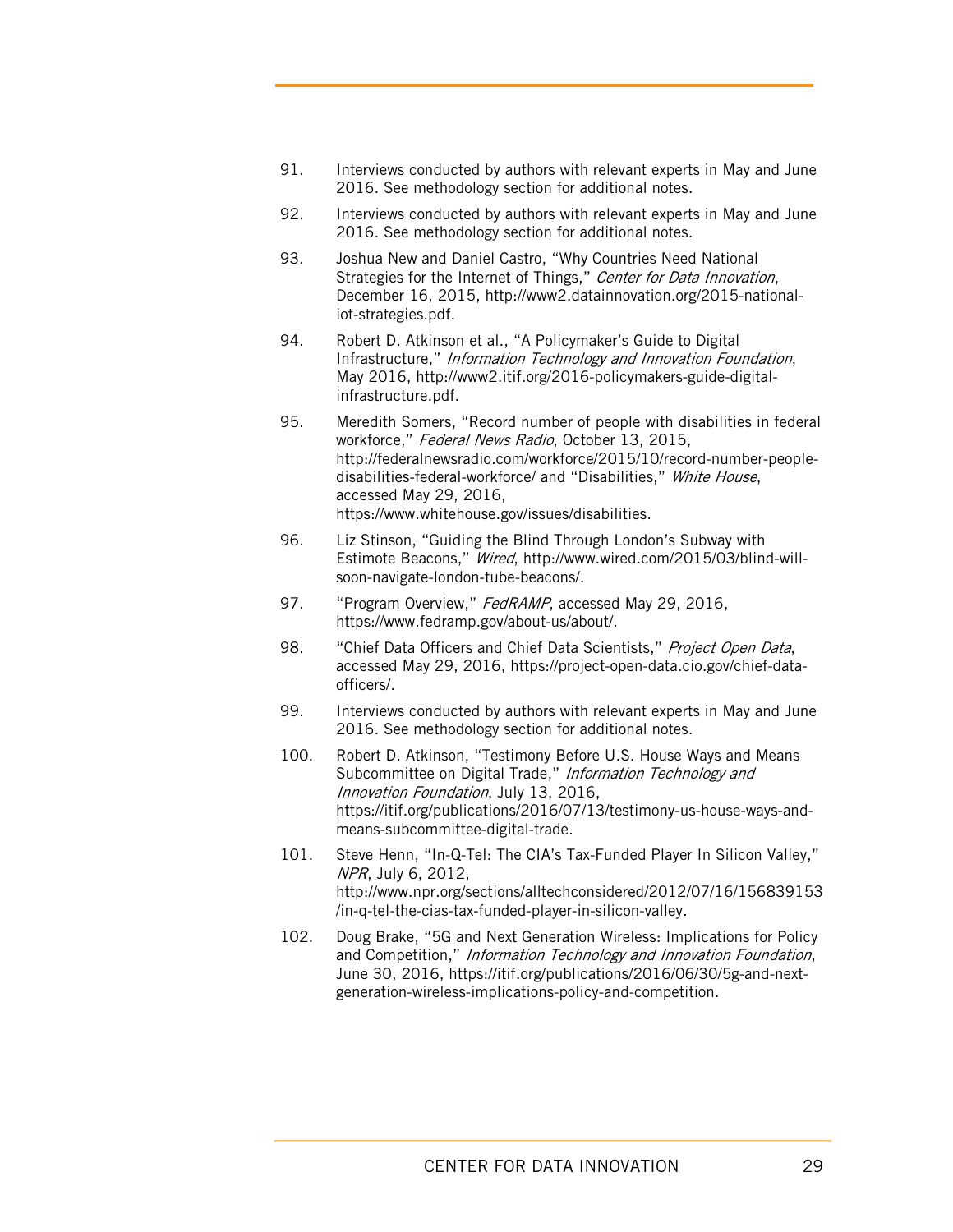91. Interviews conducted by authors with relevant experts in May and June 2016. See methodology section for additional notes.

92. Interviews conducted by authors with relevant experts in May and June 2016. See methodology section for additional notes.

93. Joshua New and Daniel Castro, "Why Countries Need National Strategies for the Internet of Things," *Center for Data Innovation*, December 16, 2015, http://www2.datainnovation.org/2015-national-iot-strategies.pdf.

94. Robert D. Atkinson et al., "A Policymaker's Guide to Digital Infrastructure," *Information Technology and Innovation Foundation*, May 2016, http://www2.itif.org/2016-policymakers-guide-digital-infrastructure.pdf.

95. Meredith Somers, "Record number of people with disabilities in federal workforce," *Federal News Radio*, October 13, 2015, http://federalnewsradio.com/workforce/2015/10/record-number-people-disabilities-federal-workforce/ and "Disabilities," *White House*, accessed May 29, 2016, https://www.whitehouse.gov/issues/disabilities.

96. Liz Stinson, "Guiding the Blind Through London's Subway with Estimote Beacons," *Wired*, http://www.wired.com/2015/03/blind-will-soon-navigate-london-tube-beacons/.

97. "Program Overview," *FedRAMP*, accessed May 29, 2016, https://www.fedramp.gov/about-us/about/.

98. "Chief Data Officers and Chief Data Scientists," *Project Open Data*, accessed May 29, 2016, https://project-open-data.cio.gov/chief-data-officers/.

99. Interviews conducted by authors with relevant experts in May and June 2016. See methodology section for additional notes.

100. Robert D. Atkinson, "Testimony Before U.S. House Ways and Means Subcommittee on Digital Trade," *Information Technology and Innovation Foundation*, July 13, 2016, https://itif.org/publications/2016/07/13/testimony-us-house-ways-and-means-subcommittee-digital-trade.

101. Steve Henn, "In-Q-Tel: The CIA's Tax-Funded Player In Silicon Valley," *NPR*, July 6, 2012, http://www.npr.org/sections/alltechconsidered/2012/07/16/156839153/in-q-tel-the-cias-tax-funded-player-in-silicon-valley.

102. Doug Brake, "5G and Next Generation Wireless: Implications for Policy and Competition," *Information Technology and Innovation Foundation*, June 30, 2016, https://itif.org/publications/2016/06/30/5g-and-next-generation-wireless-implications-policy-and-competition.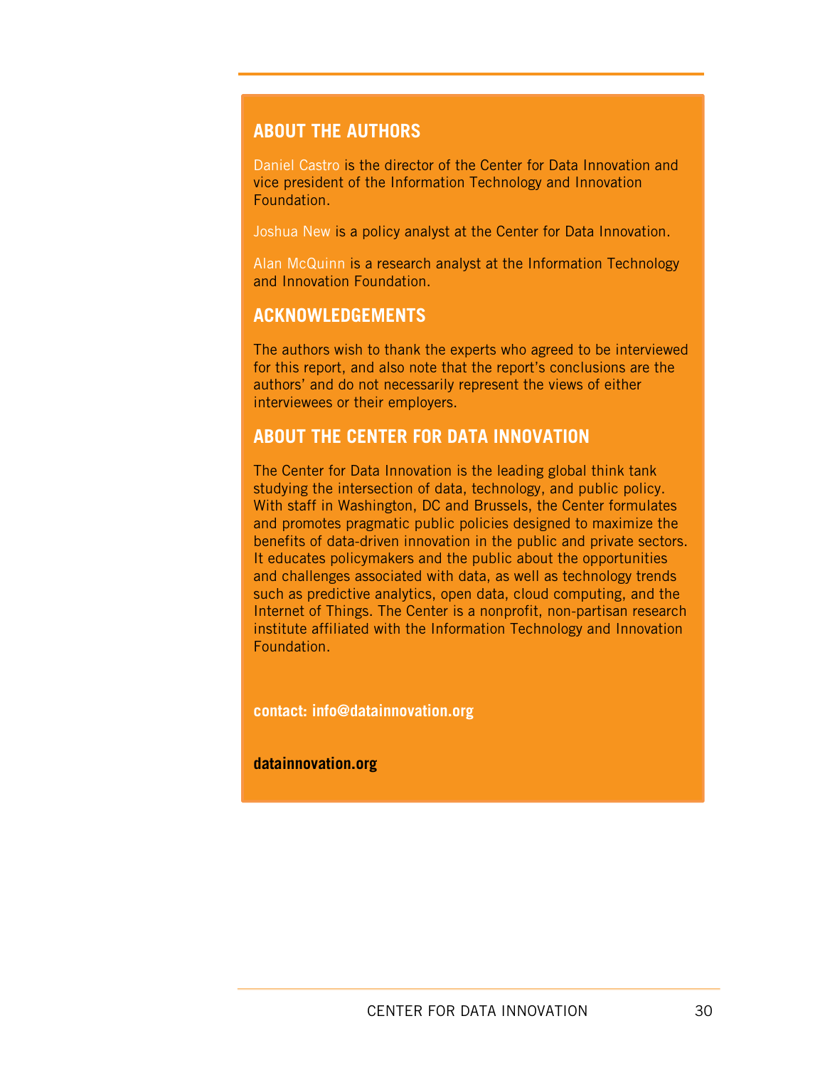## ABOUT THE AUTHORS

Daniel Castro is the director of the Center for Data Innovation and vice president of the Information Technology and Innovation Foundation.

Joshua New is a policy analyst at the Center for Data Innovation.

Alan McQuinn is a research analyst at the Information Technology and Innovation Foundation.

## ACKNOWLEDGEMENTS

The authors wish to thank the experts who agreed to be interviewed for this report, and also note that the report's conclusions are the authors' and do not necessarily represent the views of either interviewees or their employers.

## ABOUT THE CENTER FOR DATA INNOVATION

The Center for Data Innovation is the leading global think tank studying the intersection of data, technology, and public policy. With staff in Washington, DC and Brussels, the Center formulates and promotes pragmatic public policies designed to maximize the benefits of data-driven innovation in the public and private sectors. It educates policymakers and the public about the opportunities and challenges associated with data, as well as technology trends such as predictive analytics, open data, cloud computing, and the Internet of Things. The Center is a nonprofit, non-partisan research institute affiliated with the Information Technology and Innovation Foundation.

**contact: info@datainnovation.org**

**datainnovation.org**